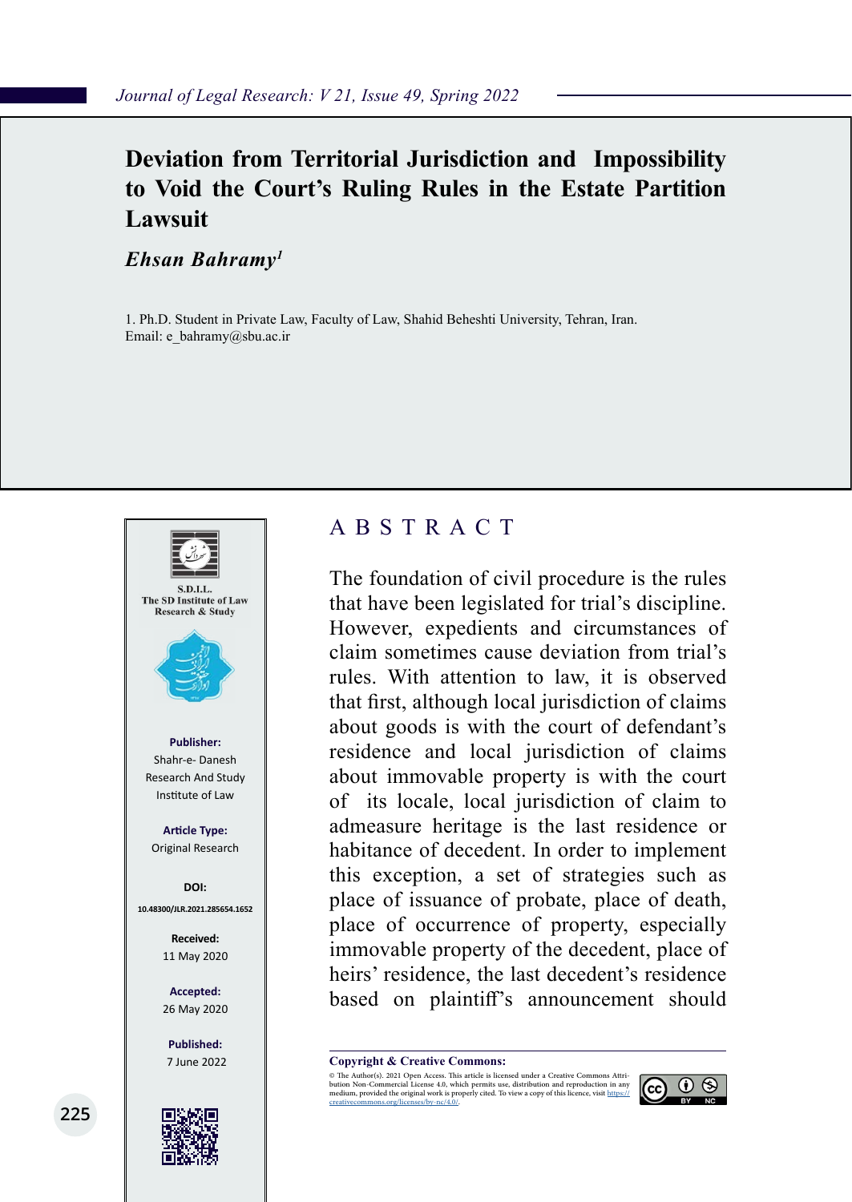# Deviation from Territorial Jurisdiction and Impossibility to Void the Court's Ruling Rules in the Estate Partition Lawsuit

***Ehsan Bahramy*[1]**

1. Ph.D. Student in Private Law, Faculty of Law, Shahid Beheshti University, Tehran, Iran.
Email: e_bahramy@sbu.ac.ir

S.D.I.L.
The SD Institute of Law Research & Study

**Publisher:**
Shahr-e- Danesh Research And Study Institute of Law

**Article Type:**
Original Research

**DOI:**
10.48300/JLR.2021.285654.1652

**Received:**
11 May 2020

**Accepted:**
26 May 2020

**Published:**
7 June 2022

## ABSTRACT

The foundation of civil procedure is the rules that have been legislated for trial's discipline. However, expedients and circumstances of claim sometimes cause deviation from trial's rules. With attention to law, it is observed that first, although local jurisdiction of claims about goods is with the court of defendant's residence and local jurisdiction of claims about immovable property is with the court of its locale, local jurisdiction of claim to admeasure heritage is the last residence or habitance of decedent. In order to implement this exception, a set of strategies such as place of issuance of probate, place of death, place of occurrence of property, especially immovable property of the decedent, place of heirs' residence, the last decedent's residence based on plaintiff's announcement should

**Copyright & Creative Commons:**
© The Author(s). 2021 Open Access. This article is licensed under a Creative Commons Attribution Non-Commercial License 4.0, which permits use, distribution and reproduction in any medium, provided the original work is properly cited. To view a copy of this licence, visit https://creativecommons.org/licenses/by-nc/4.0/.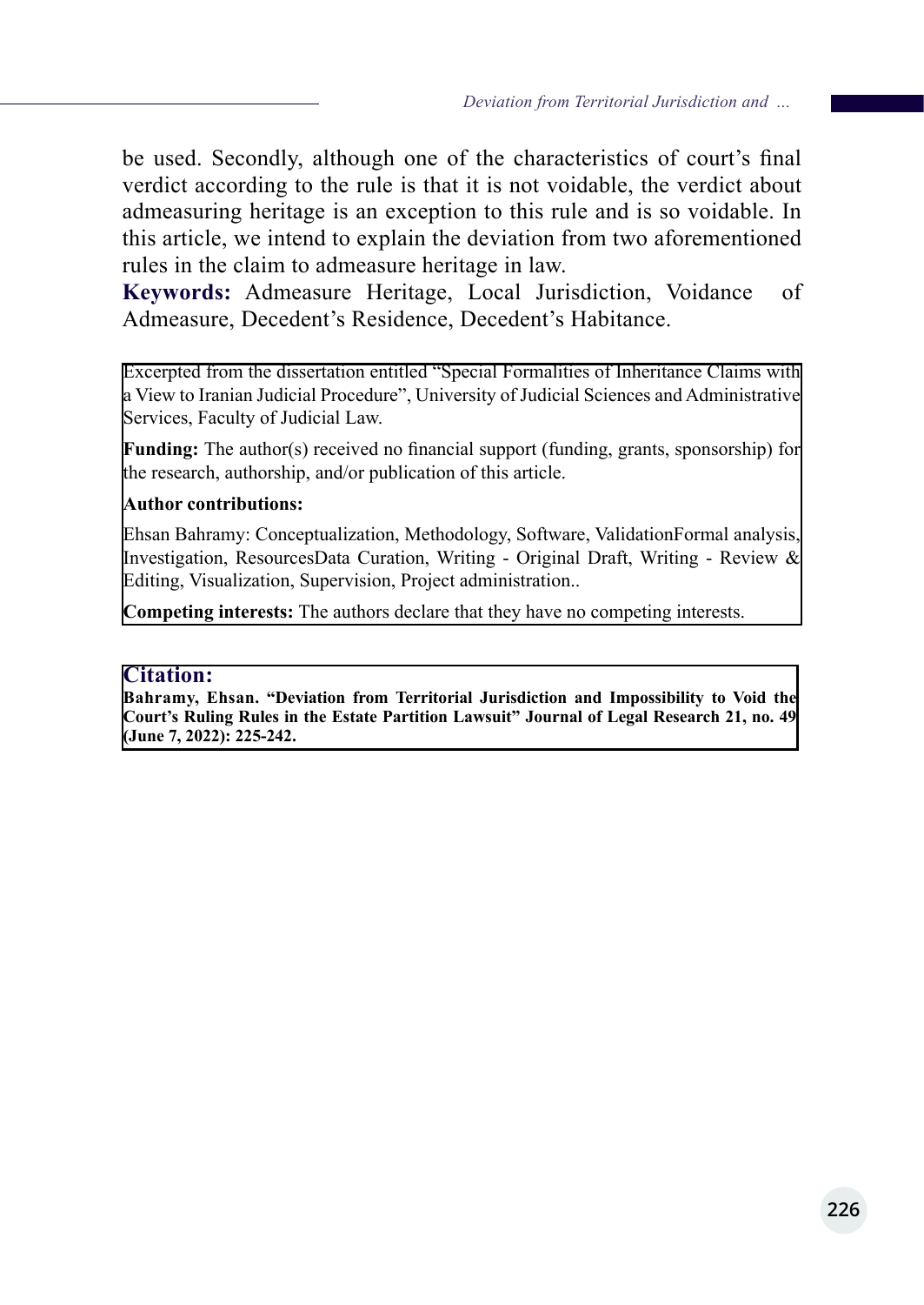be used. Secondly, although one of the characteristics of court's final verdict according to the rule is that it is not voidable, the verdict about admeasuring heritage is an exception to this rule and is so voidable. In this article, we intend to explain the deviation from two aforementioned rules in the claim to admeasure heritage in law.

**Keywords:** Admeasure Heritage, Local Jurisdiction, Voidance of Admeasure, Decedent's Residence, Decedent's Habitance.

Excerpted from the dissertation entitled "Special Formalities of Inheritance Claims with a View to Iranian Judicial Procedure", University of Judicial Sciences and Administrative Services, Faculty of Judicial Law.

**Funding:** The author(s) received no financial support (funding, grants, sponsorship) for the research, authorship, and/or publication of this article.

**Author contributions:**

Ehsan Bahramy: Conceptualization, Methodology, Software, ValidationFormal analysis, Investigation, ResourcesData Curation, Writing - Original Draft, Writing - Review & Editing, Visualization, Supervision, Project administration..

**Competing interests:** The authors declare that they have no competing interests.

**Citation:**

**Bahramy, Ehsan. "Deviation from Territorial Jurisdiction and Impossibility to Void the Court's Ruling Rules in the Estate Partition Lawsuit" Journal of Legal Research 21, no. 49 (June 7, 2022): 225-242.**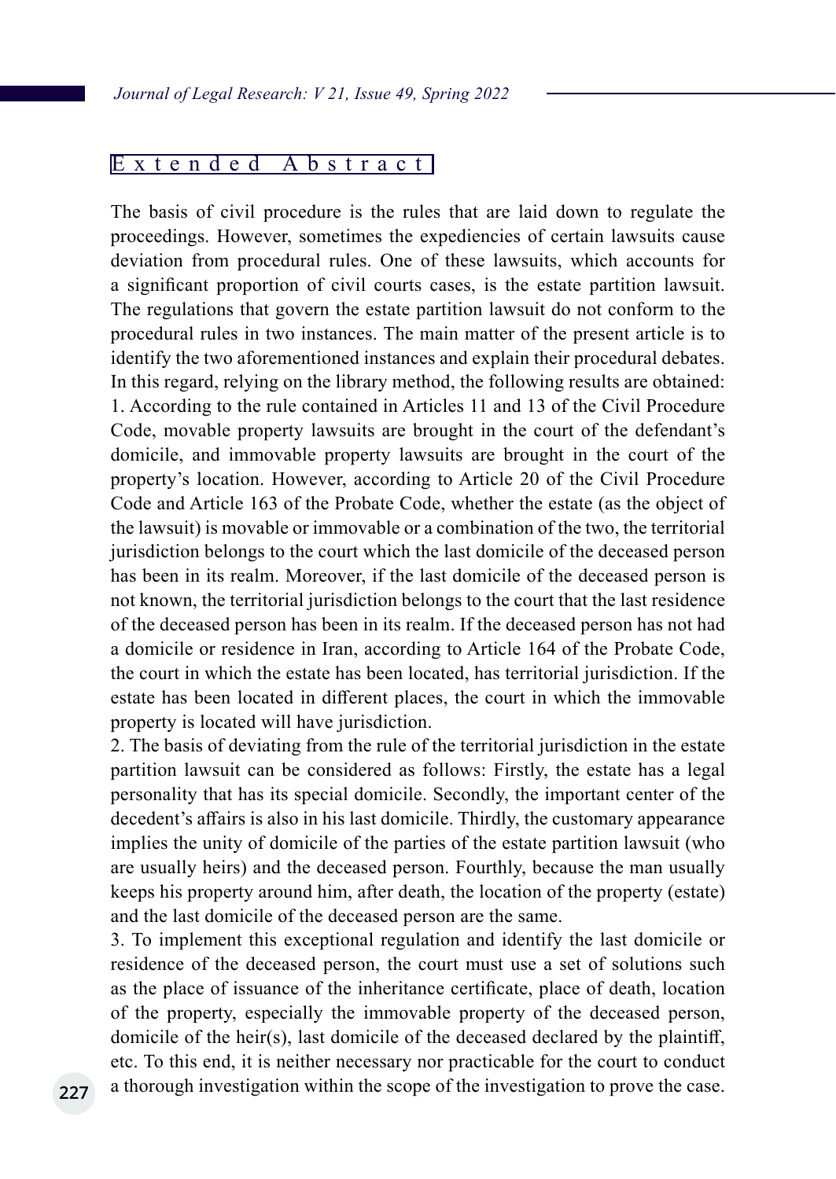## Extended Abstract

The basis of civil procedure is the rules that are laid down to regulate the proceedings. However, sometimes the expediencies of certain lawsuits cause deviation from procedural rules. One of these lawsuits, which accounts for a significant proportion of civil courts cases, is the estate partition lawsuit. The regulations that govern the estate partition lawsuit do not conform to the procedural rules in two instances. The main matter of the present article is to identify the two aforementioned instances and explain their procedural debates. In this regard, relying on the library method, the following results are obtained:

1. According to the rule contained in Articles 11 and 13 of the Civil Procedure Code, movable property lawsuits are brought in the court of the defendant's domicile, and immovable property lawsuits are brought in the court of the property's location. However, according to Article 20 of the Civil Procedure Code and Article 163 of the Probate Code, whether the estate (as the object of the lawsuit) is movable or immovable or a combination of the two, the territorial jurisdiction belongs to the court which the last domicile of the deceased person has been in its realm. Moreover, if the last domicile of the deceased person is not known, the territorial jurisdiction belongs to the court that the last residence of the deceased person has been in its realm. If the deceased person has not had a domicile or residence in Iran, according to Article 164 of the Probate Code, the court in which the estate has been located, has territorial jurisdiction. If the estate has been located in different places, the court in which the immovable property is located will have jurisdiction.
2. The basis of deviating from the rule of the territorial jurisdiction in the estate partition lawsuit can be considered as follows: Firstly, the estate has a legal personality that has its special domicile. Secondly, the important center of the decedent's affairs is also in his last domicile. Thirdly, the customary appearance implies the unity of domicile of the parties of the estate partition lawsuit (who are usually heirs) and the deceased person. Fourthly, because the man usually keeps his property around him, after death, the location of the property (estate) and the last domicile of the deceased person are the same.
3. To implement this exceptional regulation and identify the last domicile or residence of the deceased person, the court must use a set of solutions such as the place of issuance of the inheritance certificate, place of death, location of the property, especially the immovable property of the deceased person, domicile of the heir(s), last domicile of the deceased declared by the plaintiff, etc. To this end, it is neither necessary nor practicable for the court to conduct a thorough investigation within the scope of the investigation to prove the case.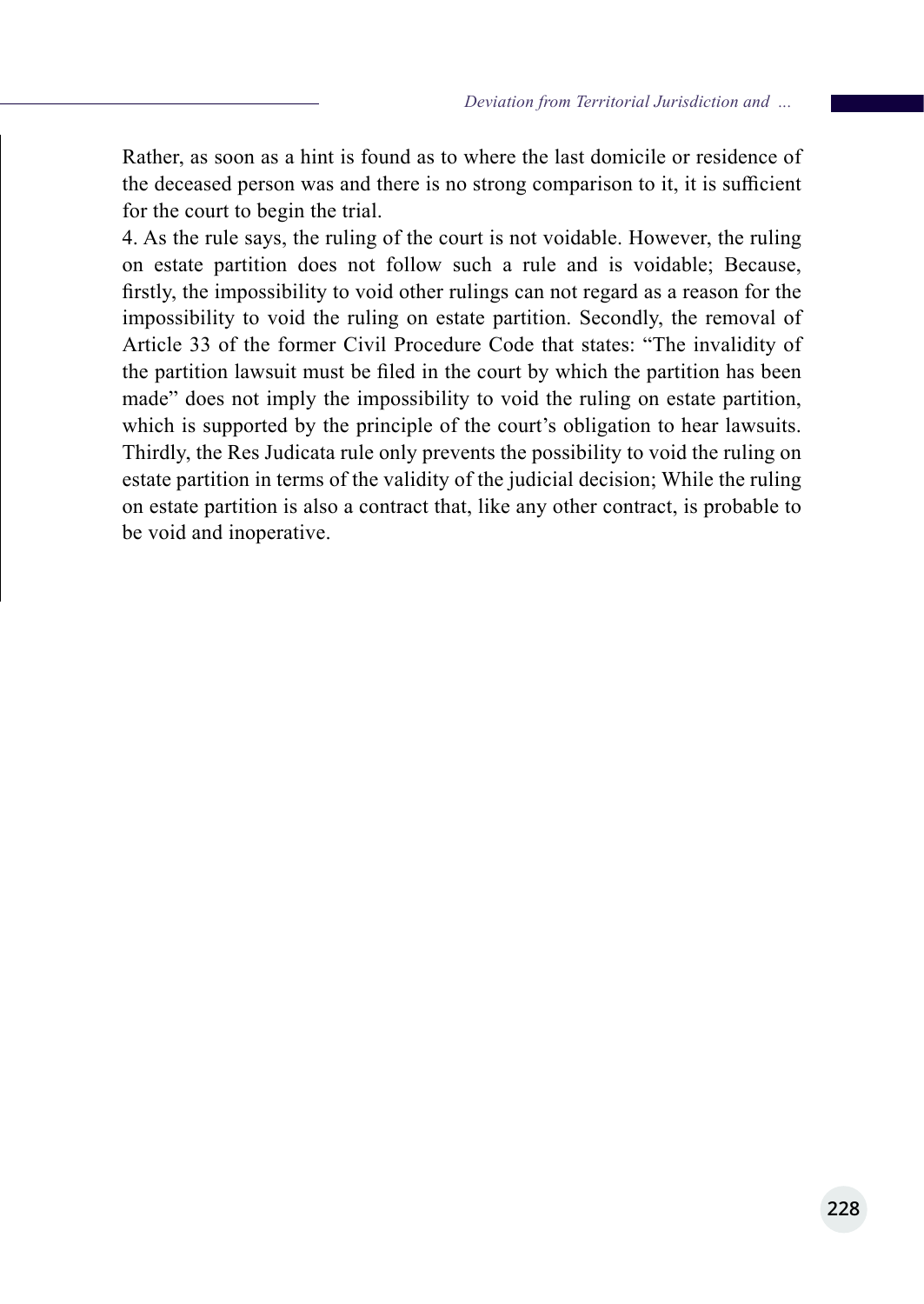Rather, as soon as a hint is found as to where the last domicile or residence of the deceased person was and there is no strong comparison to it, it is sufficient for the court to begin the trial.

4. As the rule says, the ruling of the court is not voidable. However, the ruling on estate partition does not follow such a rule and is voidable; Because, firstly, the impossibility to void other rulings can not regard as a reason for the impossibility to void the ruling on estate partition. Secondly, the removal of Article 33 of the former Civil Procedure Code that states: "The invalidity of the partition lawsuit must be filed in the court by which the partition has been made" does not imply the impossibility to void the ruling on estate partition, which is supported by the principle of the court's obligation to hear lawsuits. Thirdly, the Res Judicata rule only prevents the possibility to void the ruling on estate partition in terms of the validity of the judicial decision; While the ruling on estate partition is also a contract that, like any other contract, is probable to be void and inoperative.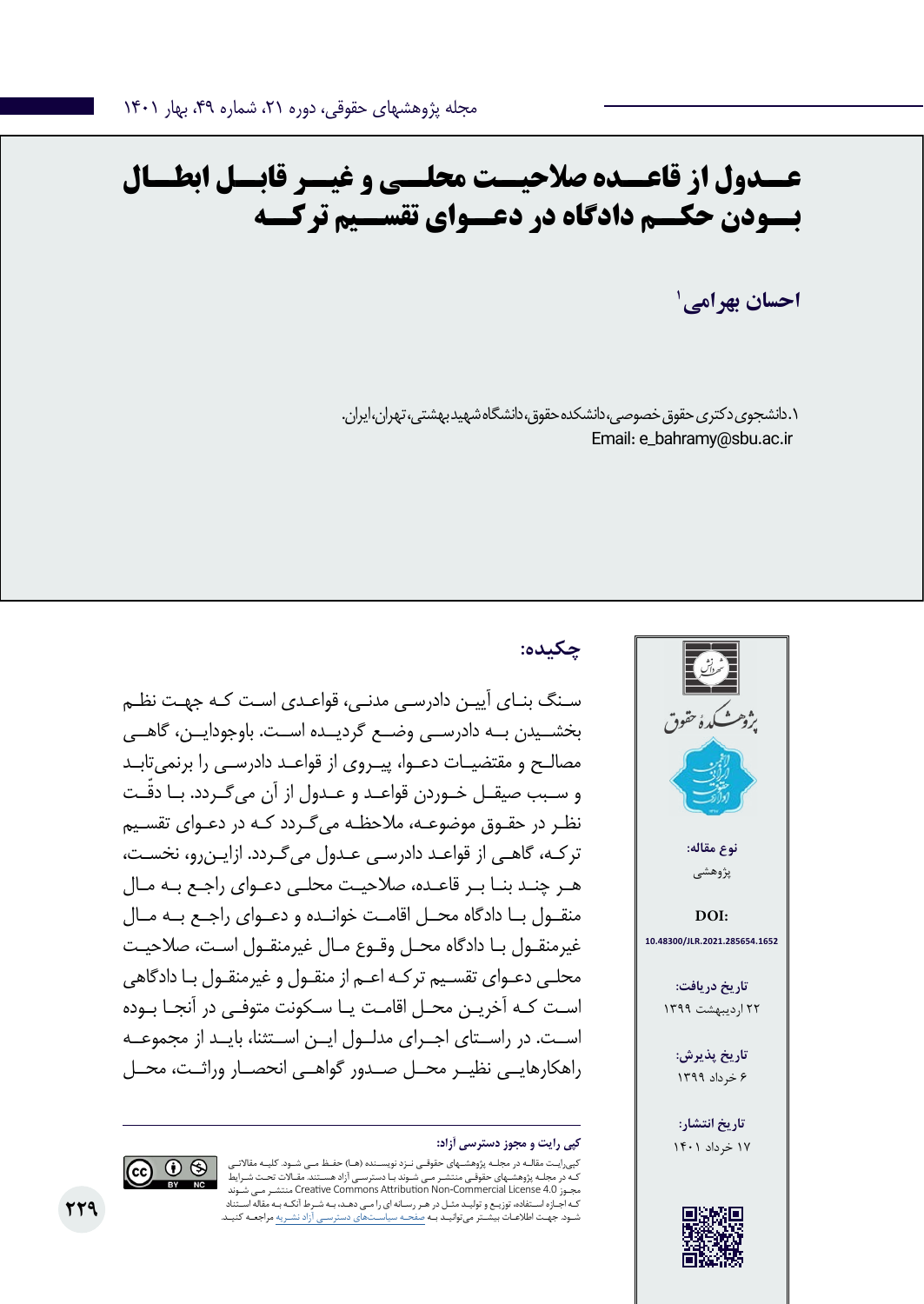# عدول از قاعده صلاحیت محلی و غیر قابل ابطال بودن حکم دادگاه در دعوای تقسیم ترکه

**احسان بهرامی**[1]

۱.دانشجوی دکتری حقوق خصوصی، دانشکده حقوق، دانشگاه شهید بهشتی، تهران، ایران.
Email: e_bahramy@sbu.ac.ir

**نوع مقاله:**
پژوهشی

**DOI:**
10.48300/JLR.2021.285654.1652

**تاریخ دریافت:**
۲۲ اردیبهشت ۱۳۹۹

**تاریخ پذیرش:**
۶ خرداد ۱۳۹۹

**تاریخ انتشار:**
۱۷ خرداد ۱۴۰۱

## چکیده:

سنگ بنای آیین دادرسی مدنی، قواعدی است که جهت نظم بخشیدن به دادرسی وضع گردیده است. باوجوداین، گاهی مصالح و مقتضیات دعوا، پیروی از قواعد دادرسی را برنمی‌تابد و سبب صیقل خوردن قواعد و عدول از آن می‌گردد. با دقّت نظر در حقوق موضوعه، ملاحظه می‌گردد که در دعوای تقسیم ترکه، گاهی از قواعد دادرسی عدول می‌گردد. ازاین‌رو، نخست، هر چند بنا بر قاعده، صلاحیت محلی دعوای راجع به مال منقول با دادگاه محل اقامت خوانده و دعوای راجع به مال غیرمنقول با دادگاه محل وقوع مال غیرمنقول است، صلاحیت محلی دعوای تقسیم ترکه اعم از منقول و غیرمنقول با دادگاهی است که آخرین محل اقامت یا سکونت متوفی در آنجا بوده است. در راستای اجرای مدلول این استثنا، باید از مجموعه راهکارهایی نظیر محل صدور گواهی انحصار وراثت، محل

**کپی رایت و مجوز دسترسی آزاد:**

کپی‌رایت مقاله در مجله پژوهشهای حقوقی نزد نویسنده (ها) حفظ می شود. کلیه مقالاتی که در مجله پژوهشهای حقوقی منتشر می شوند با دسترسی آزاد هستند. مقالات تحت شرایط مجوز Creative Commons Attribution Non-Commercial License 4.0 منتشر می شوند که اجازه استفاده، توزیع و تولید مثل در هر رسانه ای را می دهد، به شرط آنکه به مقاله استناد شود. جهت اطلاعات بیشتر می‌توانید به صفحه سیاست‌های دسترسی آزاد نشریه مراجعه کنید.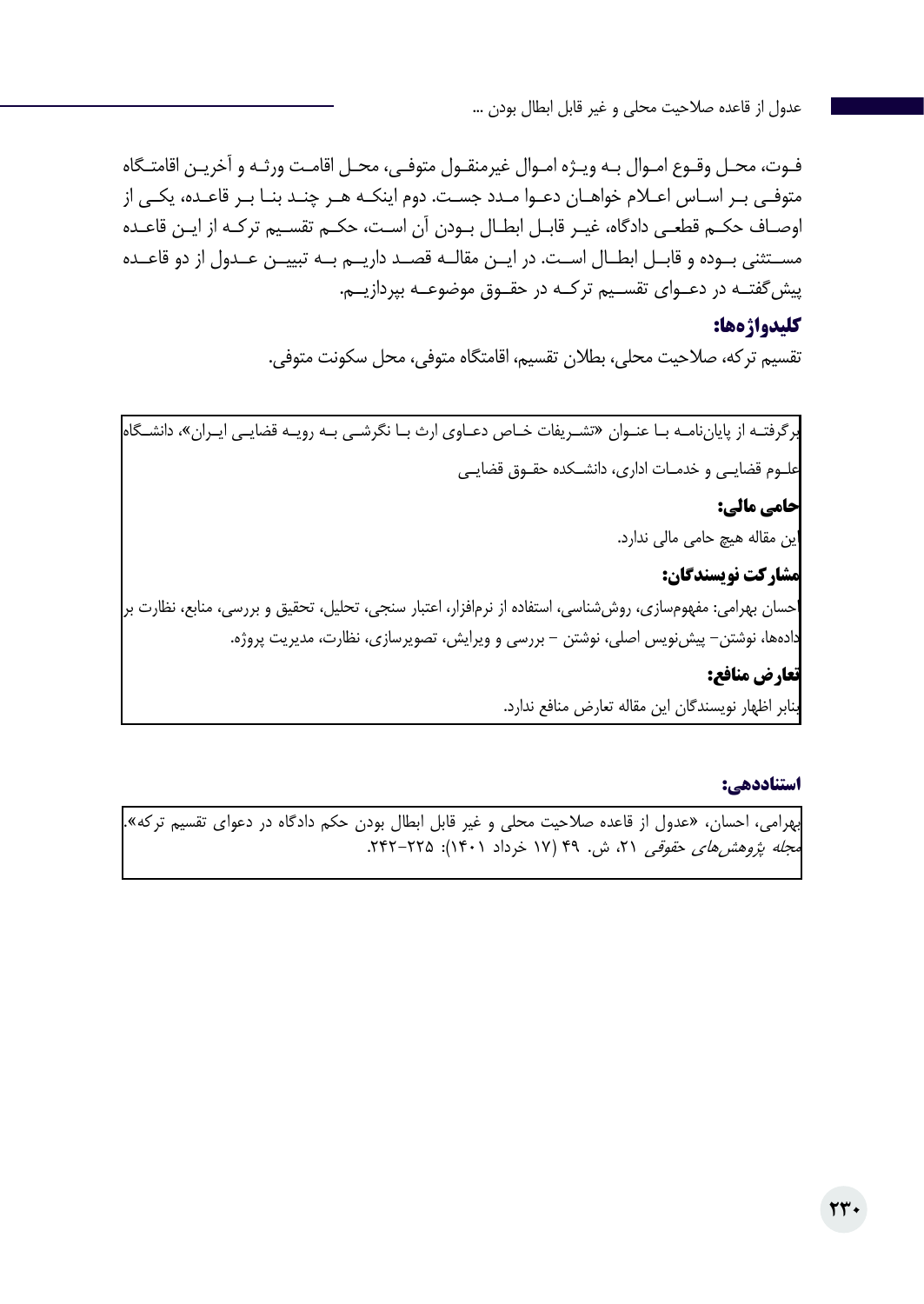فوت، محل وقوع اموال به ویژه اموال غیرمنقول متوفی، محل اقامت ورثه و آخرین اقامتگاه متوفی بر اساس اعلام خواهان دعوا مدد جست. دوم اینکه هر چند بنا بر قاعده، یکی از اوصاف حکم قطعی دادگاه، غیر قابل ابطال بودن آن است، حکم تقسیم ترکه از این قاعده مستثنی بوده و قابل ابطال است. در این مقاله قصد داریم به تبیین عدول از دو قاعده پیش‌گفته در دعوای تقسیم ترکه در حقوق موضوعه بپردازیم.

**کلیدواژه‌ها:**

تقسیم ترکه، صلاحیت محلی، بطلان تقسیم، اقامتگاه متوفی، محل سکونت متوفی.

برگرفته از پایان‌نامه با عنوان «تشریفات خاص دعاوی ارث با نگرشی به رویه قضایی ایران»، دانشگاه علوم قضایی و خدمات اداری، دانشکده حقوق قضایی

**حامی مالی:**

این مقاله هیچ حامی مالی ندارد.

**مشارکت نویسندگان:**

احسان بهرامی: مفهوم‌سازی، روش‌شناسی، استفاده از نرم‌افزار، اعتبار سنجی، تحلیل، تحقیق و بررسی، منابع، نظارت بر داده‌ها، نوشتن– پیش‌نویس اصلی، نوشتن – بررسی و ویرایش، تصویرسازی، نظارت، مدیریت پروژه.

**تعارض منافع:**

بنابر اظهار نویسندگان این مقاله تعارض منافع ندارد.

**استناددهی:**

بهرامی، احسان، «عدول از قاعده صلاحیت محلی و غیر قابل ابطال بودن حکم دادگاه در دعوای تقسیم ترکه». *مجله پژوهش‌های حقوقی* ۲۱، ش. ۴۹ (۱۷ خرداد ۱۴۰۱): ۲۲۵–۲۴۲.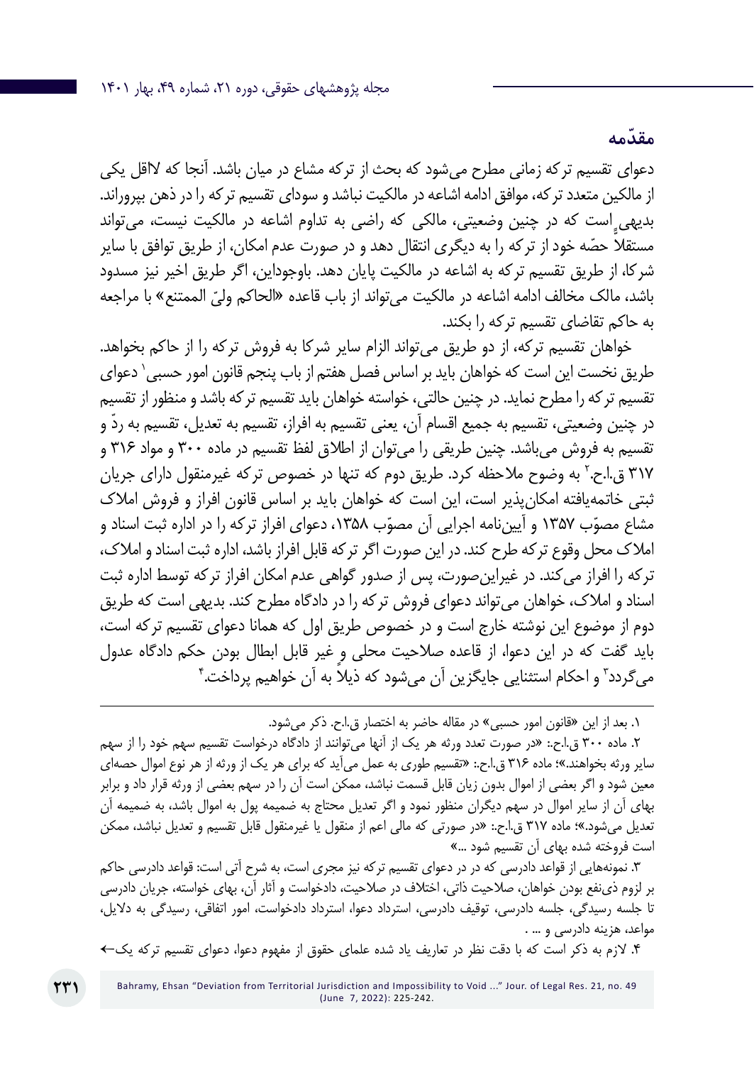## مقدّمه

دعوای تقسیم ترکه زمانی مطرح می‌شود که بحث از ترکه مشاع در میان باشد. آنجا که لااقل یکی از مالکین متعدد ترکه، موافق ادامه اشاعه در مالکیت نباشد و سودای تقسیم ترکه را در ذهن بپروراند. بدیهی است که در چنین وضعیتی، مالکی که راضی به تداوم اشاعه در مالکیت نیست، می‌تواند مستقلاً حصّه خود از ترکه را به دیگری انتقال دهد و در صورت عدم امکان، از طریق توافق با سایر شرکا، از طریق تقسیم ترکه به اشاعه در مالکیت پایان دهد. باوجوداین، اگر طریق اخیر نیز مسدود باشد، مالک مخالف ادامه اشاعه در مالکیت می‌تواند از باب قاعده «الحاکم ولیّ الممتنع» با مراجعه به حاکم تقاضای تقسیم ترکه را بکند.

خواهان تقسیم ترکه، از دو طریق می‌تواند الزام سایر شرکا به فروش ترکه را از حاکم بخواهد. طریق نخست این است که خواهان باید بر اساس فصل هفتم از باب پنجم قانون امور حسبی[1] دعوای تقسیم ترکه را مطرح نماید. در چنین حالتی، خواسته خواهان باید تقسیم ترکه باشد و منظور از تقسیم در چنین وضعیتی، تقسیم به جمیع اقسام آن، یعنی تقسیم به افراز، تقسیم به تعدیل، تقسیم به ردّ و تقسیم به فروش می‌باشد. چنین طریقی را می‌توان از اطلاق لفظ تقسیم در ماده ۳۰۰ و مواد ۳۱۶ و ۳۱۷ ق.ا.ح.[2] به وضوح ملاحظه کرد. طریق دوم که تنها در خصوص ترکه غیرمنقول دارای جریان ثبتی خاتمه‌یافته امکان‌پذیر است، این است که خواهان باید بر اساس قانون افراز و فروش املاک مشاع مصوّب ۱۳۵۷ و آیین‌نامه اجرایی آن مصوّب ۱۳۵۸، دعوای افراز ترکه را در اداره ثبت اسناد و املاک محل وقوع ترکه طرح کند. در این صورت اگر ترکه قابل افراز باشد، اداره ثبت اسناد و املاک، ترکه را افراز می‌کند. در غیراین‌صورت، پس از صدور گواهی عدم امکان افراز ترکه توسط اداره ثبت اسناد و املاک، خواهان می‌تواند دعوای فروش ترکه را در دادگاه مطرح کند. بدیهی است که طریق دوم از موضوع این نوشته خارج است و در خصوص طریق اول که همانا دعوای تقسیم ترکه است، باید گفت که در این دعوا، از قاعده صلاحیت محلی و غیر قابل ابطال بودن حکم دادگاه عدول می‌گردد[3] و احکام استثنایی جایگزین آن می‌شود که ذیلاً به آن خواهیم پرداخت.[4]

---

۱. بعد از این «قانون امور حسبی» در مقاله حاضر به اختصار ق.ا.ح. ذکر می‌شود.

۲. ماده ۳۰۰ ق.ا.ح.: «در صورت تعدد ورثه هر یک از آنها می‌توانند از دادگاه درخواست تقسیم سهم خود را از سهم سایر ورثه بخواهند.»؛ ماده ۳۱۶ ق.ا.ح.: «تقسیم طوری به عمل می‌آید که برای هر یک از ورثه از هر نوع اموال حصه‌ای معین شود و اگر بعضی از اموال بدون زیان قابل قسمت نباشد، ممکن است آن را در سهم بعضی از ورثه قرار داد و برابر بهای آن از سایر اموال در سهم دیگران منظور نمود و اگر تعدیل محتاج به ضمیمه پول به اموال باشد، به ضمیمه آن تعدیل می‌شود.»؛ ماده ۳۱۷ ق.ا.ح.: «در صورتی که مالی اعم از منقول یا غیرمنقول قابل تقسیم و تعدیل نباشد، ممکن است فروخته شده بهای آن تقسیم شود ...»

۳. نمونه‌هایی از قواعد دادرسی که در در دعوای تقسیم ترکه نیز مجری است، به شرح آتی است: قواعد دادرسی حاکم بر لزوم ذی‌نفع بودن خواهان، صلاحیت ذاتی، اختلاف در صلاحیت، دادخواست و آثار آن، بهای خواسته، جریان دادرسی تا جلسه رسیدگی، جلسه دادرسی، توقیف دادرسی، استرداد دعوا، استرداد دادخواست، امور اتفاقی، رسیدگی به دلایل، مواعد، هزینه دادرسی و ... .

۴. لازم به ذکر است که با دقت نظر در تعاریف یاد شده علمای حقوق از مفهوم دعوا، دعوای تقسیم ترکه یک←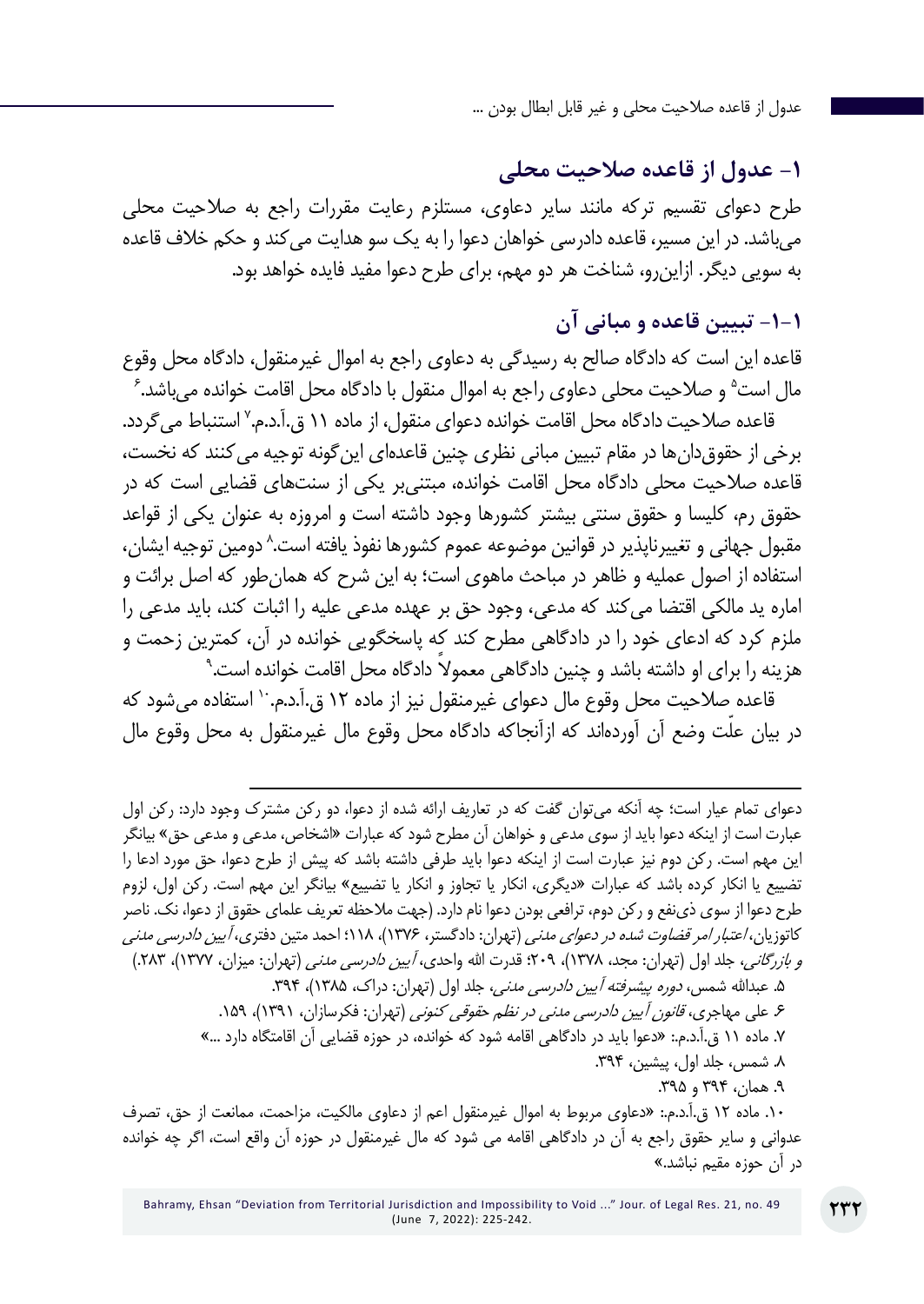## ۱- عدول از قاعده صلاحیت محلی

طرح دعوای تقسیم ترکه مانند سایر دعاوی، مستلزم رعایت مقررات راجع به صلاحیت محلی می‌باشد. در این مسیر، قاعده دادرسی خواهان دعوا را به یک سو هدایت می‌کند و حکم خلاف قاعده به سویی دیگر. ازاین‌رو، شناخت هر دو مهم، برای طرح دعوا مفید فایده خواهد بود.

### ۱-۱- تبیین قاعده و مبانی آن

قاعده این است که دادگاه صالح به رسیدگی به دعاوی راجع به اموال غیرمنقول، دادگاه محل وقوع مال است[۵] و صلاحیت محلی دعاوی راجع به اموال منقول با دادگاه محل اقامت خوانده می‌باشد.[۶]

قاعده صلاحیت دادگاه محل اقامت خوانده دعوای منقول، از ماده ۱۱ ق.آ.د.م.[۷] استنباط می‌گردد. برخی از حقوق‌دان‌ها در مقام تبیین مبانی نظری چنین قاعده‌ای این‌گونه توجیه می‌کنند که نخست، قاعده صلاحیت محلی دادگاه محل اقامت خوانده، مبتنی‌بر یکی از سنت‌های قضایی است که در حقوق رم، کلیسا و حقوق سنتی بیشتر کشورها وجود داشته است و امروزه به عنوان یکی از قواعد مقبول جهانی و تغییرناپذیر در قوانین موضوعه عموم کشورها نفوذ یافته است.[۸] دومین توجیه ایشان، استفاده از اصول عملیه و ظاهر در مباحث ماهوی است؛ به این شرح که همان‌طور که اصل برائت و اماره ید مالکی اقتضا می‌کند که مدعی، وجود حق بر عهده مدعی علیه را اثبات کند، باید مدعی را ملزم کرد که ادعای خود را در دادگاهی مطرح کند که پاسخگویی خوانده در آن، کمترین زحمت و هزینه را برای او داشته باشد و چنین دادگاهی معمولاً دادگاه محل اقامت خوانده است.[۹]

قاعده صلاحیت محل وقوع مال دعوای غیرمنقول نیز از ماده ۱۲ ق.آ.د.م.[۱۰] استفاده می‌شود که در بیان علّت وضع آن آورده‌اند که ازآنجاکه دادگاه محل وقوع مال غیرمنقول به محل وقوع مال

---

دعوای تمام عیار است؛ چه آنکه می‌توان گفت که در تعاریف ارائه شده از دعوا، دو رکن مشترک وجود دارد: رکن اول عبارت است از اینکه دعوا باید از سوی مدعی و خواهان آن مطرح شود که عبارات «اشخاص، مدعی و مدعی حق» بیانگر این مهم است. رکن دوم نیز عبارت است از اینکه دعوا باید طرفی داشته باشد که پیش از طرح دعوا، حق مورد ادعا را تضییع یا انکار کرده باشد که عبارات «دیگری، انکار یا تجاوز و انکار یا تضییع» بیانگر این مهم است. رکن اول، لزوم طرح دعوا از سوی ذی‌نفع و رکن دوم، ترافعی بودن دعوا نام دارد. (جهت ملاحظه تعریف علمای حقوق از دعوا، نک. ناصر کاتوزیان، *اعتبار امر قضاوت شده در دعوای مدنی* (تهران: دادگستر، ۱۳۷۶)، ۱۱۸؛ احمد متین دفتری، *آیین دادرسی مدنی و بازرگانی*، جلد اول (تهران: مجد، ۱۳۷۸)، ۲۰۹؛ قدرت الله واحدی، *آیین دادرسی مدنی* (تهران: میزان، ۱۳۷۷)، ۲۸۳.)

۵. عبدالله شمس، *دوره پیشرفته آیین دادرسی مدنی*، جلد اول (تهران: دراک، ۱۳۸۵)، ۳۹۴.

۶. علی مهاجری، *قانون آیین دادرسی مدنی در نظم حقوقی کنونی* (تهران: فکرسازان، ۱۳۹۱)، ۱۵۹.

۷. ماده ۱۱ ق.آ.د.م.: «دعوا باید در دادگاهی اقامه شود که خوانده، در حوزه قضایی آن اقامتگاه دارد ...»

۸. شمس، جلد اول، پیشین، ۳۹۴.

۹. همان، ۳۹۴ و ۳۹۵.

۱۰. ماده ۱۲ ق.آ.د.م.: «دعاوی مربوط به اموال غیرمنقول اعم از دعاوی مالکیت، مزاحمت، ممانعت از حق، تصرف عدوانی و سایر حقوق راجع به آن در دادگاهی اقامه می شود که مال غیرمنقول در حوزه آن واقع است، اگر چه خوانده در آن حوزه مقیم نباشد.»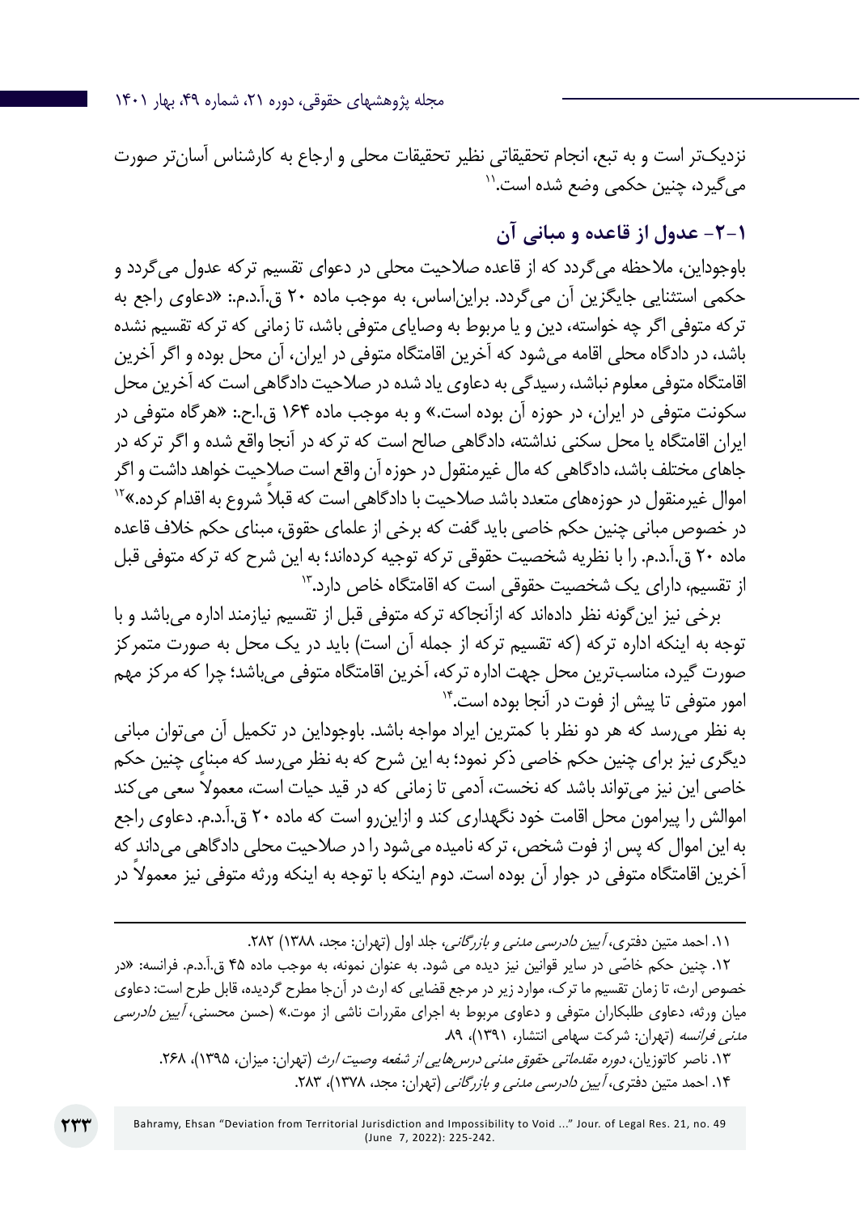نزدیک‌تر است و به تبع، انجام تحقیقاتی نظیر تحقیقات محلی و ارجاع به کارشناس آسان‌تر صورت می‌گیرد، چنین حکمی وضع شده است.[11]

## ۱-۲- عدول از قاعده و مبانی آن

باوجوداین، ملاحظه می‌گردد که از قاعده صلاحیت محلی در دعوای تقسیم ترکه عدول می‌گردد و حکمی استثنایی جایگزین آن می‌گردد. براین‌اساس، به موجب ماده ۲۰ ق.آ.د.م.: «دعاوی راجع به ترکه متوفی اگر چه خواسته، دین و یا مربوط به وصایای متوفی باشد، تا زمانی که ترکه تقسیم نشده باشد، در دادگاه محلی اقامه می‌شود که آخرین اقامتگاه متوفی در ایران، آن محل بوده و اگر آخرین اقامتگاه متوفی معلوم نباشد، رسیدگی به دعاوی یاد شده در صلاحیت دادگاهی است که آخرین محل سکونت متوفی در ایران، در حوزه آن بوده است.» و به موجب ماده ۱۶۴ ق.ا.ح.: «هرگاه متوفی در ایران اقامتگاه یا محل سکنی نداشته، دادگاهی صالح است که ترکه در آنجا واقع شده و اگر ترکه در جاهای مختلف باشد، دادگاهی که مال غیرمنقول در حوزه آن واقع است صلاحیت خواهد داشت و اگر اموال غیرمنقول در حوزه‌های متعدد باشد صلاحیت با دادگاهی است که قبلاً شروع به اقدام کرده.»[12]
در خصوص مبانی چنین حکم خاصی باید گفت که برخی از علمای حقوق، مبنای حکم خلاف قاعده ماده ۲۰ ق.آ.د.م. را با نظریه شخصیت حقوقی ترکه توجیه کرده‌اند؛ به این شرح که ترکه متوفی قبل از تقسیم، دارای یک شخصیت حقوقی است که اقامتگاه خاص دارد.[13]

برخی نیز این‌گونه نظر داده‌اند که ازآنجاکه ترکه متوفی قبل از تقسیم نیازمند اداره می‌باشد و با توجه به اینکه اداره ترکه (که تقسیم ترکه از جمله آن است) باید در یک محل به صورت متمرکز صورت گیرد، مناسب‌ترین محل جهت اداره ترکه، آخرین اقامتگاه متوفی می‌باشد؛ چرا که مرکز مهم امور متوفی تا پیش از فوت در آنجا بوده است.[14]

به نظر می‌رسد که هر دو نظر با کمترین ایراد مواجه باشد. باوجوداین در تکمیل آن می‌توان مبانی دیگری نیز برای چنین حکم خاصی ذکر نمود؛ به این شرح که به نظر می‌رسد که مبنای چنین حکم خاصی این نیز می‌تواند باشد که نخست، آدمی تا زمانی که در قید حیات است، معمولاً سعی می‌کند اموالش را پیرامون محل اقامت خود نگهداری کند و ازاین‌رو است که ماده ۲۰ ق.آ.د.م. دعاوی راجع به این اموال که پس از فوت شخص، ترکه نامیده می‌شود را در صلاحیت محلی دادگاهی می‌داند که آخرین اقامتگاه متوفی در جوار آن بوده است. دوم اینکه با توجه به اینکه ورثه متوفی نیز معمولاً در

---

۱۱. احمد متین دفتری، *آیین دادرسی مدنی و بازرگانی*، جلد اول (تهران: مجد، ۱۳۸۸) ۲۸۲.

۱۲. چنین حکم خاصّی در سایر قوانین نیز دیده می شود. به عنوان نمونه، به موجب ماده ۴۵ ق.آ.د.م. فرانسه: «در خصوص ارث، تا زمان تقسیم ما ترک، موارد زیر در مرجع قضایی که ارث در آن‌جا مطرح گردیده، قابل طرح است: دعاوی میان ورثه، دعاوی طلبکاران متوفی و دعاوی مربوط به اجرای مقررات ناشی از موت.» (حسن محسنی، *آیین دادرسی مدنی فرانسه* (تهران: شرکت سهامی انتشار، ۱۳۹۱)، ۸۹.

۱۳. ناصر کاتوزیان، *دوره مقدماتی حقوق مدنی درس‌هایی از شفعه وصیت ارث* (تهران: میزان، ۱۳۹۵)، ۲۶۸.

۱۴. احمد متین دفتری، *آیین دادرسی مدنی و بازرگانی* (تهران: مجد، ۱۳۷۸)، ۲۸۳.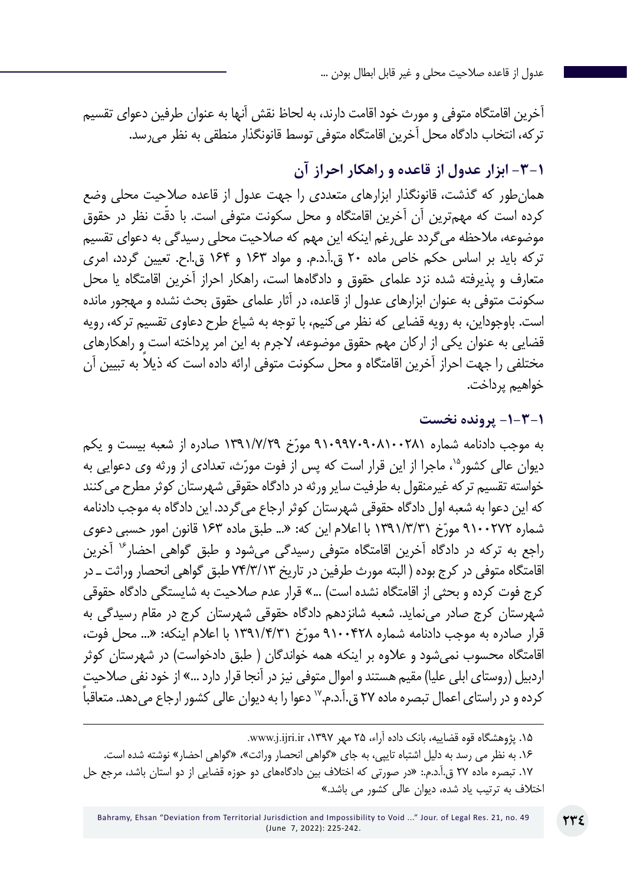آخرین اقامتگاه متوفی و مورث خود اقامت دارند، به لحاظ نقش آنها به عنوان طرفین دعوای تقسیم ترکه، انتخاب دادگاه محل آخرین اقامتگاه متوفی توسط قانونگذار منطقی به نظر می‌رسد.

## ۱-۳- ابزار عدول از قاعده و راهکار احراز آن

همان‌طور که گذشت، قانونگذار ابزارهای متعددی را جهت عدول از قاعده صلاحیت محلی وضع کرده است که مهم‌ترین آن آخرین اقامتگاه و محل سکونت متوفی است. با دقّت نظر در حقوق موضوعه، ملاحظه می‌گردد علی‌رغم اینکه این مهم که صلاحیت محلی رسیدگی به دعوای تقسیم ترکه باید بر اساس حکم خاص ماده ۲۰ ق.آ.د.م. و مواد ۱۶۳ و ۱۶۴ ق.ا.ح. تعیین گردد، امری متعارف و پذیرفته شده نزد علمای حقوق و دادگاه‌ها است، راهکار احراز آخرین اقامتگاه یا محل سکونت متوفی به عنوان ابزارهای عدول از قاعده، در آثار علمای حقوق بحث نشده و مهجور مانده است. باوجوداین، به رویه قضایی که نظر می‌کنیم، با توجه به شیاع طرح دعاوی تقسیم ترکه، رویه قضایی به عنوان یکی از ارکان مهم حقوق موضوعه، لاجرم به این امر پرداخته است و راهکارهای مختلفی را جهت احراز آخرین اقامتگاه و محل سکونت متوفی ارائه داده است که ذیلاً به تبیین آن خواهیم پرداخت.

### ۱-۳-۱- پرونده نخست

به موجب دادنامه شماره ۹۱۰۹۹۷۰۹۰۸۱۰۰۲۸۱ مورّخ ۱۳۹۱/۷/۲۹ صادره از شعبه بیست و یکم دیوان عالی کشور[۱۵]، ماجرا از این قرار است که پس از فوت مورّث، تعدادی از ورثه وی دعوایی به خواسته تقسیم ترکه غیرمنقول به طرفیت سایر ورثه در دادگاه حقوقی شهرستان کوثر مطرح می‌کنند که این دعوا به شعبه اول دادگاه حقوقی شهرستان کوثر ارجاع می‌گردد. این دادگاه به موجب دادنامه شماره ۹۱۰۰۲۷۲ مورّخ ۱۳۹۱/۳/۳۱ با اعلام این که: «... طبق ماده ۱۶۳ قانون امور حسبی دعوی راجع به ترکه در دادگاه آخرین اقامتگاه متوفی رسیدگی می‌شود و طبق گواهی احضار[۱۶] آخرین اقامتگاه متوفی در کرج بوده (البته مورث طرفین در تاریخ ۷۴/۳/۱۳ طبق گواهی انحصار وراثت ـ در کرج فوت کرده و بحثی از اقامتگاه نشده است) ...» قرار عدم صلاحیت به شایستگی دادگاه حقوقی شهرستان کرج صادر می‌نماید. شعبه شانزدهم دادگاه حقوقی شهرستان کرج در مقام رسیدگی به قرار صادره به موجب دادنامه شماره ۹۱۰۰۴۲۸ مورّخ ۱۳۹۱/۴/۳۱ با اعلام اینکه: «... محل فوت، اقامتگاه محسوب نمی‌شود و علاوه بر اینکه همه خواندگان (طبق دادخواست) در شهرستان کوثر اردبیل (روستای ابلی علیا) مقیم هستند و اموال متوفی نیز در آنجا قرار دارد ...» از خود نفی صلاحیت کرده و در راستای اعمال تبصره ماده ۲۷ ق.آ.د.م.[۱۷] دعوا را به دیوان عالی کشور ارجاع می‌دهد. متعاقباً

---

۱۵. پژوهشگاه قوه قضاییه، بانک داده آراء، ۲۵ مهر ۱۳۹۷، www.j.ijri.ir.

۱۶. به نظر می رسد به دلیل اشتباه تایپی، به جای «گواهی انحصار وراثت»، «گواهی احضار» نوشته شده است.

۱۷. تبصره ماده ۲۷ ق.آ.د.م.: «در صورتی که اختلاف بین دادگاه‌های دو حوزه قضایی از دو استان باشد، مرجع حل اختلاف به ترتیب یاد شده، دیوان عالی کشور می باشد.»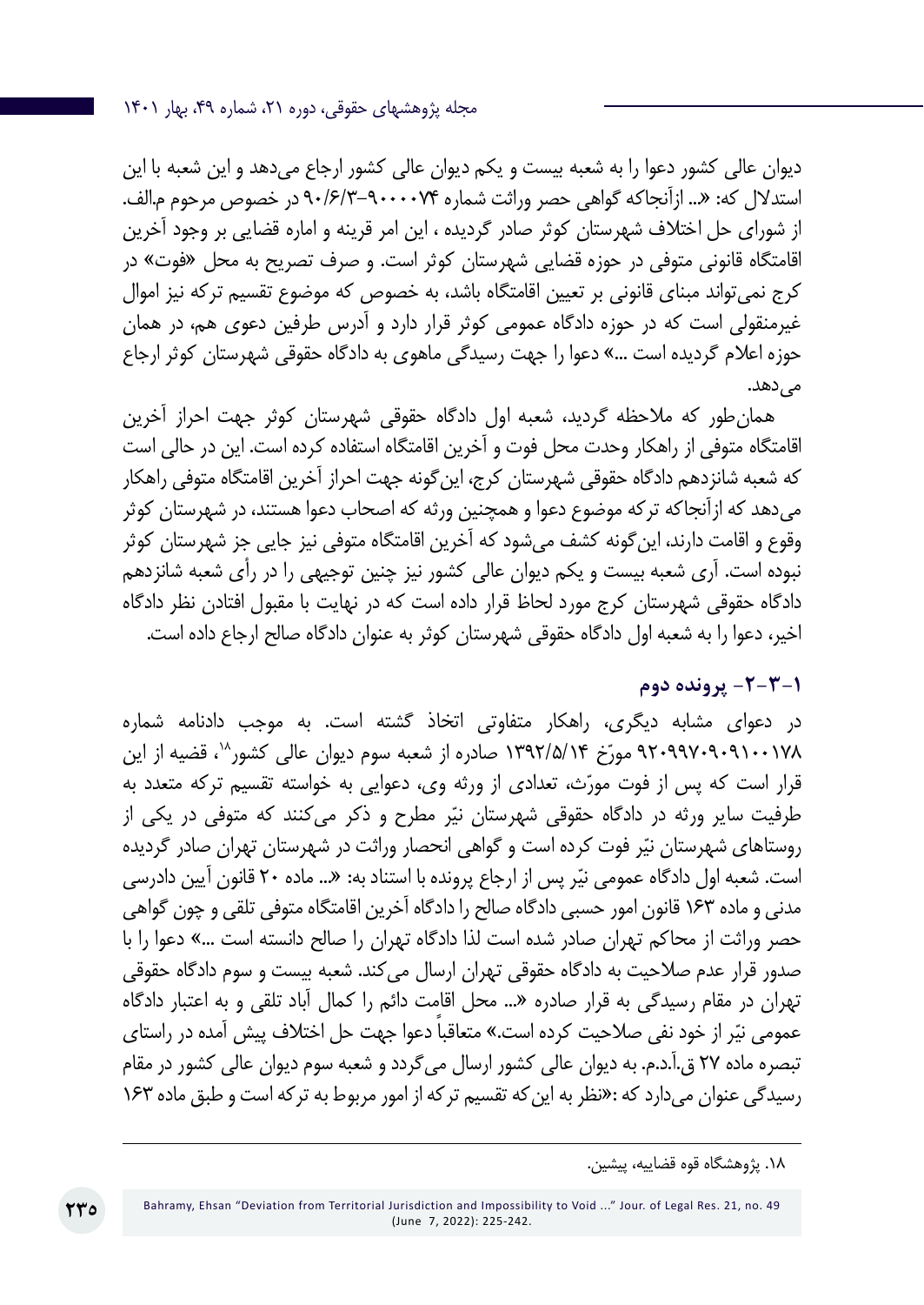دیوان عالی کشور دعوا را به شعبه بیست و یکم دیوان عالی کشور ارجاع می‌دهد و این شعبه با این استدلال که: «... ازآنجاکه گواهی حصر وراثت شماره ۹۰۰۰۰۷۴-۹۰/۶/۳ در خصوص مرحوم م.الف. از شورای حل اختلاف شهرستان کوثر صادر گردیده ، این امر قرینه و اماره قضایی بر وجود آخرین اقامتگاه قانونی متوفی در حوزه قضایی شهرستان کوثر است. و صرف تصریح به محل «فوت» در کرج نمی‌تواند مبنای قانونی بر تعیین اقامتگاه باشد، به خصوص که موضوع تقسیم ترکه نیز اموال غیرمنقولی است که در حوزه دادگاه عمومی کوثر قرار دارد و آدرس طرفین دعوی هم، در همان حوزه اعلام گردیده است ...» دعوا را جهت رسیدگی ماهوی به دادگاه حقوقی شهرستان کوثر ارجاع می‌دهد.

همان‌طور که ملاحظه گردید، شعبه اول دادگاه حقوقی شهرستان کوثر جهت احراز آخرین اقامتگاه متوفی از راهکار وحدت محل فوت و آخرین اقامتگاه استفاده کرده است. این در حالی است که شعبه شانزدهم دادگاه حقوقی شهرستان کرج، این‌گونه جهت احراز آخرین اقامتگاه متوفی راهکار می‌دهد که ازآنجاکه ترکه موضوع دعوا و همچنین ورثه که اصحاب دعوا هستند، در شهرستان کوثر وقوع و اقامت دارند، این‌گونه کشف می‌شود که آخرین اقامتگاه متوفی نیز جایی جز شهرستان کوثر نبوده است. آری شعبه بیست و یکم دیوان عالی کشور نیز چنین توجیهی را در رأی شعبه شانزدهم دادگاه حقوقی شهرستان کرج مورد لحاظ قرار داده است که در نهایت با مقبول افتادن نظر دادگاه اخیر، دعوا را به شعبه اول دادگاه حقوقی شهرستان کوثر به عنوان دادگاه صالح ارجاع داده است.

### ۱-۳-۲- پرونده دوم

در دعوای مشابه دیگری، راهکار متفاوتی اتخاذ گشته است. به موجب دادنامه شماره ۹۲۰۹۹۷۰۹۰۹۱۰۰۱۷۸ مورّخ ۱۳۹۲/۵/۱۴ صادره از شعبه سوم دیوان عالی کشور[۱۸]، قضیه از این قرار است که پس از فوت مورّث، تعدادی از ورثه وی، دعوایی به خواسته تقسیم ترکه متعدد به طرفیت سایر ورثه در دادگاه حقوقی شهرستان نیّر مطرح و ذکر می‌کنند که متوفی در یکی از روستاهای شهرستان نیّر فوت کرده است و گواهی انحصار وراثت در شهرستان تهران صادر گردیده است. شعبه اول دادگاه عمومی نیّر پس از ارجاع پرونده با استناد به: «... ماده ۲۰ قانون آیین دادرسی مدنی و ماده ۱۶۳ قانون امور حسبی دادگاه صالح را دادگاه آخرین اقامتگاه متوفی تلقی و چون گواهی حصر وراثت از محاکم تهران صادر شده است لذا دادگاه تهران را صالح دانسته است ...» دعوا را با صدور قرار عدم صلاحیت به دادگاه حقوقی تهران ارسال می‌کند. شعبه بیست و سوم دادگاه حقوقی تهران در مقام رسیدگی به قرار صادره «... محل اقامت دائم را کمال آباد تلقی و به اعتبار دادگاه عمومی نیّر از خود نفی صلاحیت کرده است.» متعاقباً دعوا جهت حل اختلاف پیش آمده در راستای تبصره ماده ۲۷ ق.آ.د.م. به دیوان عالی کشور ارسال می‌گردد و شعبه سوم دیوان عالی کشور در مقام رسیدگی عنوان می‌دارد که :«نظر به این‌که تقسیم ترکه از امور مربوط به ترکه است و طبق ماده ۱۶۳

---

۱۸. پژوهشگاه قوه قضاییه، پیشین.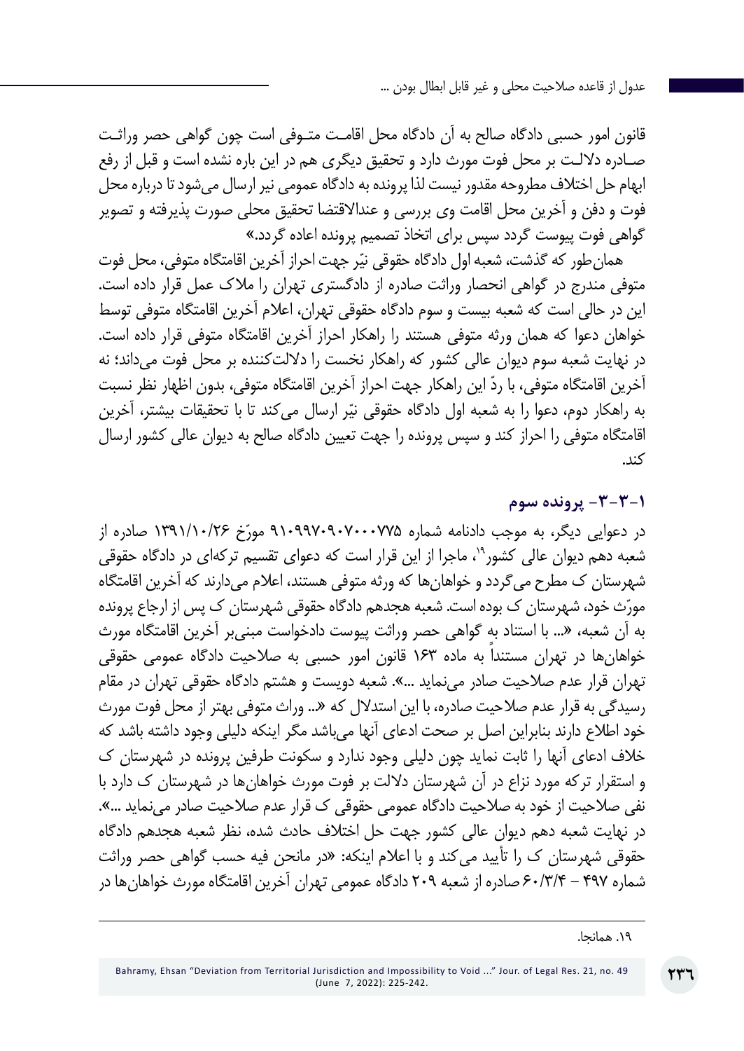قانون امور حسبی دادگاه صالح به آن دادگاه محل اقامت متوفی است چون گواهی حصر وراثت صادره دلالت بر محل فوت مورث دارد و تحقیق دیگری هم در این باره نشده است و قبل از رفع ابهام حل اختلاف مطروحه مقدور نیست لذا پرونده به دادگاه عمومی نیز ارسال می‌شود تا درباره محل فوت و دفن و آخرین محل اقامت وی بررسی و عندالاقتضا تحقیق محلی صورت پذیرفته و تصویر گواهی فوت پیوست گردد سپس برای اتخاذ تصمیم پرونده اعاده گردد.»

همان‌طور که گذشت، شعبه اول دادگاه حقوقی نیّر جهت احراز آخرین اقامتگاه متوفی، محل فوت متوفی مندرج در گواهی انحصار وراثت صادره از دادگستری تهران را ملاک عمل قرار داده است. این در حالی است که شعبه بیست و سوم دادگاه حقوقی تهران، اعلام آخرین اقامتگاه متوفی توسط خواهان دعوا که همان ورثه متوفی هستند را راهکار احراز آخرین اقامتگاه متوفی قرار داده است. در نهایت شعبه سوم دیوان عالی کشور که راهکار نخست را دلالت‌کننده بر محل فوت می‌داند؛ نه آخرین اقامتگاه متوفی، با ردّ این راهکار جهت احراز آخرین اقامتگاه متوفی، بدون اظهار نظر نسبت به راهکار دوم، دعوا را به شعبه اول دادگاه حقوقی نیّر ارسال می‌کند تا با تحقیقات بیشتر، آخرین اقامتگاه متوفی را احراز کند و سپس پرونده را جهت تعیین دادگاه صالح به دیوان عالی کشور ارسال کند.

### ۱-۳-۳- پرونده سوم

در دعوایی دیگر، به موجب دادنامه شماره ۹۱۰۹۹۷۰۹۰۷۰۰۰۷۷۵ مورّخ ۱۳۹۱/۱۰/۲۶ صادره از شعبه دهم دیوان عالی کشور[۱۹]، ماجرا از این قرار است که دعوای تقسیم ترکه‌ای در دادگاه حقوقی شهرستان ک مطرح می‌گردد و خواهان‌ها که ورثه متوفی هستند، اعلام می‌دارند که آخرین اقامتگاه مورّث خود، شهرستان ک بوده است. شعبه هجدهم دادگاه حقوقی شهرستان ک پس از ارجاع پرونده به آن شعبه، «... با استناد به گواهی حصر وراثت پیوست دادخواست مبنی‌بر آخرین اقامتگاه مورث خواهان‌ها در تهران مستنداً به ماده ۱۶۳ قانون امور حسبی به صلاحیت دادگاه عمومی حقوقی تهران قرار عدم صلاحیت صادر می‌نماید ...». شعبه دویست و هشتم دادگاه حقوقی تهران در مقام رسیدگی به قرار عدم صلاحیت صادره، با این استدلال که «... وراث متوفی بهتر از محل فوت مورث خود اطلاع دارند بنابراین اصل بر صحت ادعای آنها می‌باشد مگر اینکه دلیلی وجود داشته باشد که خلاف ادعای آنها را ثابت نماید چون دلیلی وجود ندارد و سکونت طرفین پرونده در شهرستان ک و استقرار ترکه مورد نزاع در آن شهرستان دلالت بر فوت مورث خواهان‌ها در شهرستان ک دارد با نفی صلاحیت از خود به صلاحیت دادگاه عمومی حقوقی ک قرار عدم صلاحیت صادر می‌نماید ...». در نهایت شعبه دهم دیوان عالی کشور جهت حل اختلاف حادث شده، نظر شعبه هجدهم دادگاه حقوقی شهرستان ک را تأیید می‌کند و با اعلام اینکه: «در مانحن فیه حسب گواهی حصر وراثت شماره ۴۹۷ – ۶۰/۳/۴ صادره از شعبه ۲۰۹ دادگاه عمومی تهران آخرین اقامتگاه مورث خواهان‌ها در

---

۱۹. همانجا.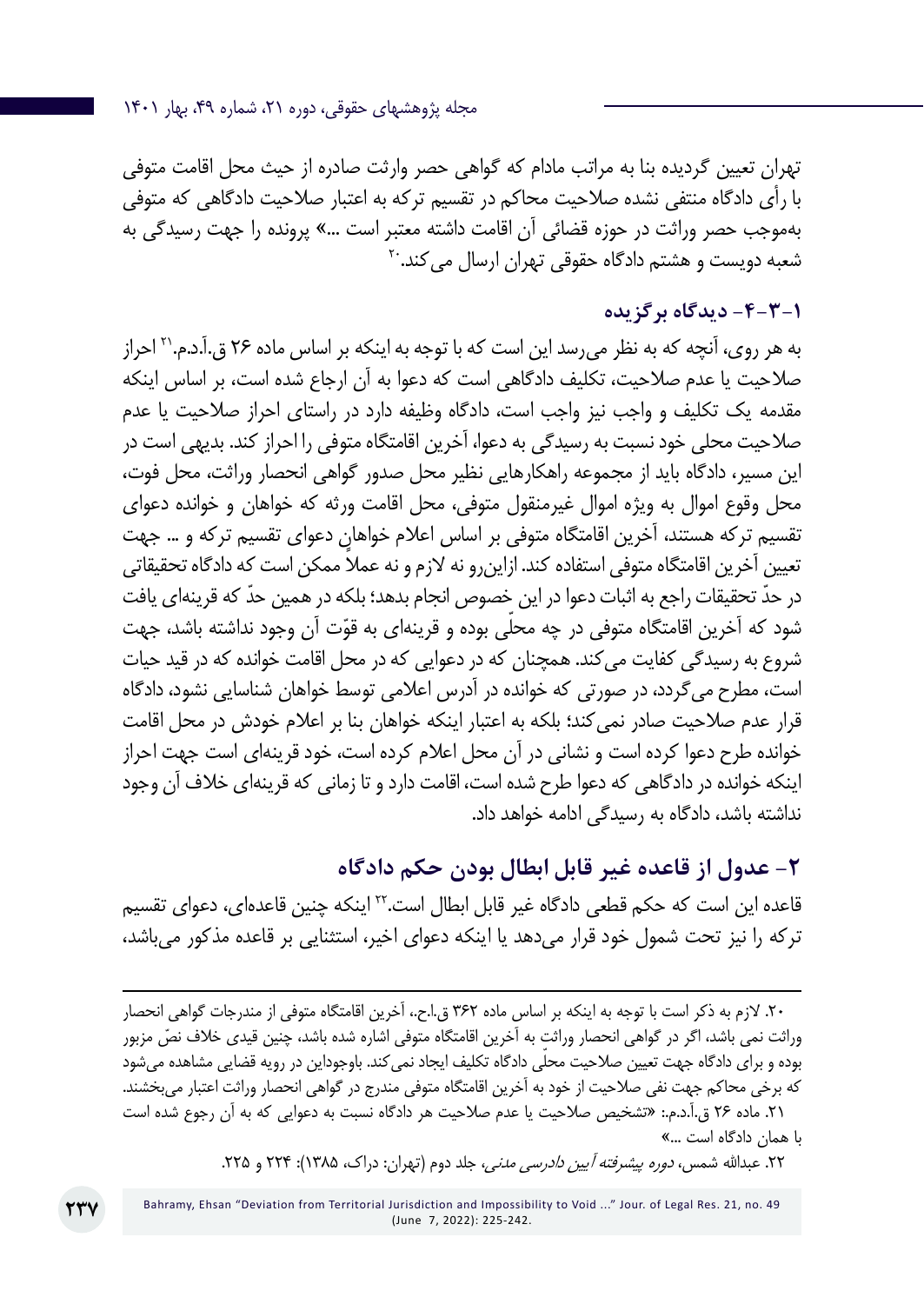تهران تعیین گردیده بنا به مراتب مادام که گواهی حصر وارثت صادره از حیث محل اقامت متوفی با رأی دادگاه منتفی نشده صلاحیت محاکم در تقسیم ترکه به اعتبار صلاحیت دادگاهی که متوفی به‌موجب حصر وراثت در حوزه قضائی آن اقامت داشته معتبر است ...» پرونده را جهت رسیدگی به شعبه دویست و هشتم دادگاه حقوقی تهران ارسال می‌کند.[۲۰]

### ۱-۳-۴- دیدگاه برگزیده

به هر روی، آنچه که به نظر می‌رسد این است که با توجه به اینکه بر اساس ماده ۲۶ ق.آ.د.م.[۲۱] احراز صلاحیت یا عدم صلاحیت، تکلیف دادگاهی است که دعوا به آن ارجاع شده است، بر اساس اینکه مقدمه یک تکلیف و واجب نیز واجب است، دادگاه وظیفه دارد در راستای احراز صلاحیت یا عدم صلاحیت محلی خود نسبت به رسیدگی به دعوا، آخرین اقامتگاه متوفی را احراز کند. بدیهی است در این مسیر، دادگاه باید از مجموعه راهکارهایی نظیر محل صدور گواهی انحصار وراثت، محل فوت، محل وقوع اموال به ویژه اموال غیرمنقول متوفی، محل اقامت ورثه که خواهان و خوانده دعوای تقسیم ترکه هستند، آخرین اقامتگاه متوفی بر اساس اعلام خواهانِ دعوای تقسیم ترکه و ... جهت تعیین آخرین اقامتگاه متوفی استفاده کند. ازاین‌رو نه لازم و نه عملاً ممکن است که دادگاه تحقیقاتی در حدّ تحقیقات راجع به اثبات دعوا در این خصوص انجام بدهد؛ بلکه در همین حدّ که قرینه‌ای یافت شود که آخرین اقامتگاه متوفی در چه محلّی بوده و قرینه‌ای به قوّت آن وجود نداشته باشد، جهت شروع به رسیدگی کفایت می‌کند. همچنان که در دعوایی که در محل اقامت خوانده که در قید حیات است، مطرح می‌گردد، در صورتی که خوانده در آدرس اعلامی توسط خواهان شناسایی نشود، دادگاه قرار عدم صلاحیت صادر نمی‌کند؛ بلکه به اعتبار اینکه خواهان بنا بر اعلام خودش در محل اقامت خوانده طرح دعوا کرده است و نشانی در آن محل اعلام کرده است، خود قرینه‌ای است جهت احراز اینکه خوانده در دادگاهی که دعوا طرح شده است، اقامت دارد و تا زمانی که قرینه‌ای خلاف آن وجود نداشته باشد، دادگاه به رسیدگی ادامه خواهد داد.

## ۲- عدول از قاعده غیر قابل ابطال بودن حکم دادگاه

قاعده این است که حکم قطعی دادگاه غیر قابل ابطال است.[۲۲] اینکه چنین قاعده‌ای، دعوای تقسیم ترکه را نیز تحت شمول خود قرار می‌دهد یا اینکه دعوای اخیر، استثنایی بر قاعده مذکور می‌باشد،

---

۲۰. لازم به ذکر است با توجه به اینکه بر اساس ماده ۳۶۲ ق.ا.ح.، آخرین اقامتگاه متوفی از مندرجات گواهی انحصار وراثت نمی باشد، اگر در گواهی انحصار وراثت به آخرین اقامتگاه متوفی اشاره شده باشد، چنین قیدی خلاف نصّ مزبور بوده و برای دادگاه جهت تعیین صلاحیت محلّی دادگاه تکلیف ایجاد نمی‌کند. باوجوداین در رویه قضایی مشاهده می‌شود که برخی محاکم جهت نفی صلاحیت از خود به آخرین اقامتگاه متوفی مندرج در گواهی انحصار وراثت اعتبار می‌بخشند.

۲۱. ماده ۲۶ ق.آ.د.م.: «تشخیص صلاحیت یا عدم صلاحیت هر دادگاه نسبت به دعوایی که به آن رجوع شده است با همان دادگاه است ...»

۲۲. عبدالله شمس، *دوره پیشرفته آیین دادرسی مدنی*، جلد دوم (تهران: دراک، ۱۳۸۵): ۲۲۴ و ۲۲۵.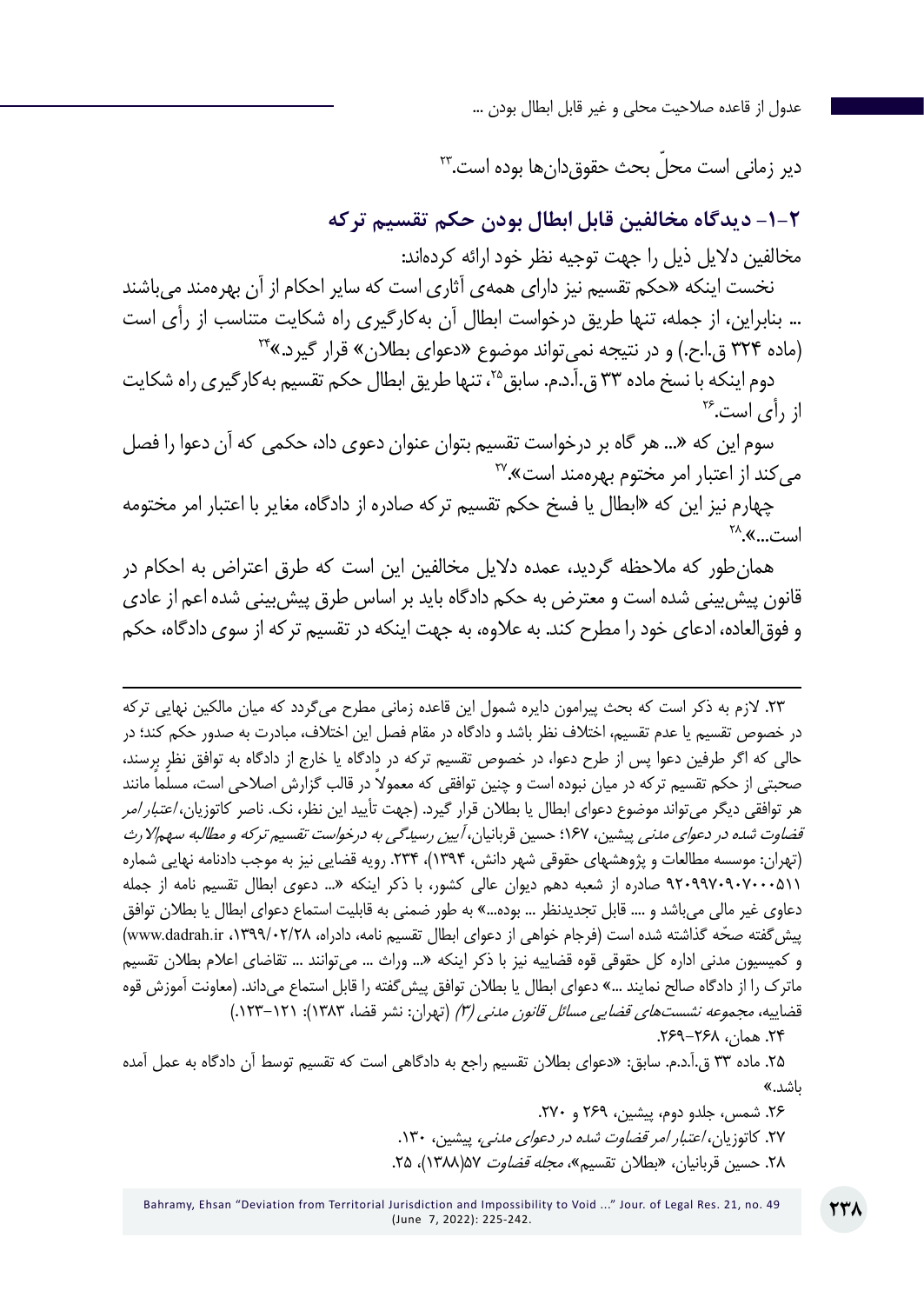دیر زمانی است محلّ بحث حقوق‌دان‌ها بوده است.[۲۳]

### ۲-۱- دیدگاه مخالفین قابل ابطال بودن حکم تقسیم ترکه

مخالفین دلایل ذیل را جهت توجیه نظر خود ارائه کرده‌اند:

نخست اینکه «حکم تقسیم نیز دارای همه‌ی آثاری است که سایر احکام از آن بهره‌مند می‌باشند ... بنابراین، از جمله، تنها طریق درخواست ابطال آن به‌کارگیری راه شکایت متناسب از رأی است (ماده ۳۲۴ ق.ا.ح.) و در نتیجه نمی‌تواند موضوع «دعوای بطلان» قرار گیرد.»[۲۴]

دوم اینکه با نسخ ماده ۳۳ ق.آ.د.م. سابق[۲۵]، تنها طریق ابطال حکم تقسیم به‌کارگیری راه شکایت از رأی است.[۲۶]

سوم این که «... هر گاه بر درخواست تقسیم بتوان عنوان دعوی داد، حکمی که آن دعوا را فصل می‌کند از اعتبار امر مختوم بهره‌مند است».[۲۷]

چهارم نیز این که «ابطال یا فسخ حکم تقسیم ترکه صادره از دادگاه، مغایر با اعتبار امر مختومه است...».[۲۸]

همان‌طور که ملاحظه گردید، عمده دلایل مخالفین این است که طرق اعتراض به احکام در قانون پیش‌بینی شده است و معترض به حکم دادگاه باید بر اساس طرق پیش‌بینی شده اعم از عادی و فوق‌العاده، ادعای خود را مطرح کند. به علاوه، به جهت اینکه در تقسیم ترکه از سوی دادگاه، حکم

---

۲۳. لازم به ذکر است که بحث پیرامون دایره شمول این قاعده زمانی مطرح می‌گردد که میان مالکین نهایی ترکه در خصوص تقسیم یا عدم تقسیم، اختلاف نظر باشد و دادگاه در مقام فصل این اختلاف، مبادرت به صدور حکم کند؛ در حالی که اگر طرفین دعوا پس از طرح دعوا، در خصوص تقسیم ترکه در دادگاه یا خارج از دادگاه به توافق نظر برسند، صحبتی از حکم تقسیم ترکه در میان نبوده است و چنین توافقی که معمولاً در قالب گزارش اصلاحی است، مسلماً مانند هر توافقی دیگر می‌تواند موضوع دعوای ابطال یا بطلان قرار گیرد. (جهت تأیید این نظر، نک. ناصر کاتوزیان، *اعتبار امر قضاوت شده در دعوای مدنی* پیشین، ۱۶۷؛ حسین قربانیان، *آیین رسیدگی به درخواست تقسیم ترکه و مطالبه سهم‌الارث* (تهران: موسسه مطالعات و پژوهشهای حقوقی شهر دانش، ۱۳۹۴)، ۲۳۴. رویه قضایی نیز به موجب دادنامه نهایی شماره ۹۲۰۹۹۷۰۹۰۷۰۰۰۵۱۱ صادره از شعبه دهم دیوان عالی کشور، با ذکر اینکه «... دعوی ابطال تقسیم نامه از جمله دعاوی غیر مالی می‌باشد و .... قابل تجدیدنظر ... بوده...» به طور ضمنی به قابلیت استماع دعوای ابطال یا بطلان توافق پیش‌گفته صحّه گذاشته شده است (فرجام خواهی از دعوای ابطال تقسیم نامه، دادراه، ۱۳۹۹/۰۲/۲۸، www.dadrah.ir) و کمیسیون مدنی اداره کل حقوقی قوه قضاییه نیز با ذکر اینکه «... وراث ... می‌توانند ... تقاضای اعلام بطلان تقسیم ماترک را از دادگاه صالح نمایند ...» دعوای ابطال یا بطلان توافق پیش‌گفته را قابل استماع می‌داند. (معاونت آموزش قوه قضاییه، *مجموعه نشست‌های قضایی مسائل قانون مدنی (۳)* (تهران: نشر قضا، ۱۳۸۳): ۱۲۱-۱۲۳.)

۲۴. همان، ۲۶۸-۲۶۹.

۲۵. ماده ۳۳ ق.آ.د.م. سابق: «دعوای بطلان تقسیم راجع به دادگاهی است که تقسیم توسط آن دادگاه به عمل آمده باشد.»

۲۶. شمس، جلدو دوم، پیشین، ۲۶۹ و ۲۷۰.

۲۷. کاتوزیان، *اعتبار امر قضاوت شده در دعوای مدنی*، پیشین، ۱۳۰.

۲۸. حسین قربانیان، «بطلان تقسیم»، *مجله قضاوت* ۵۷(۱۳۸۸)، ۲۵.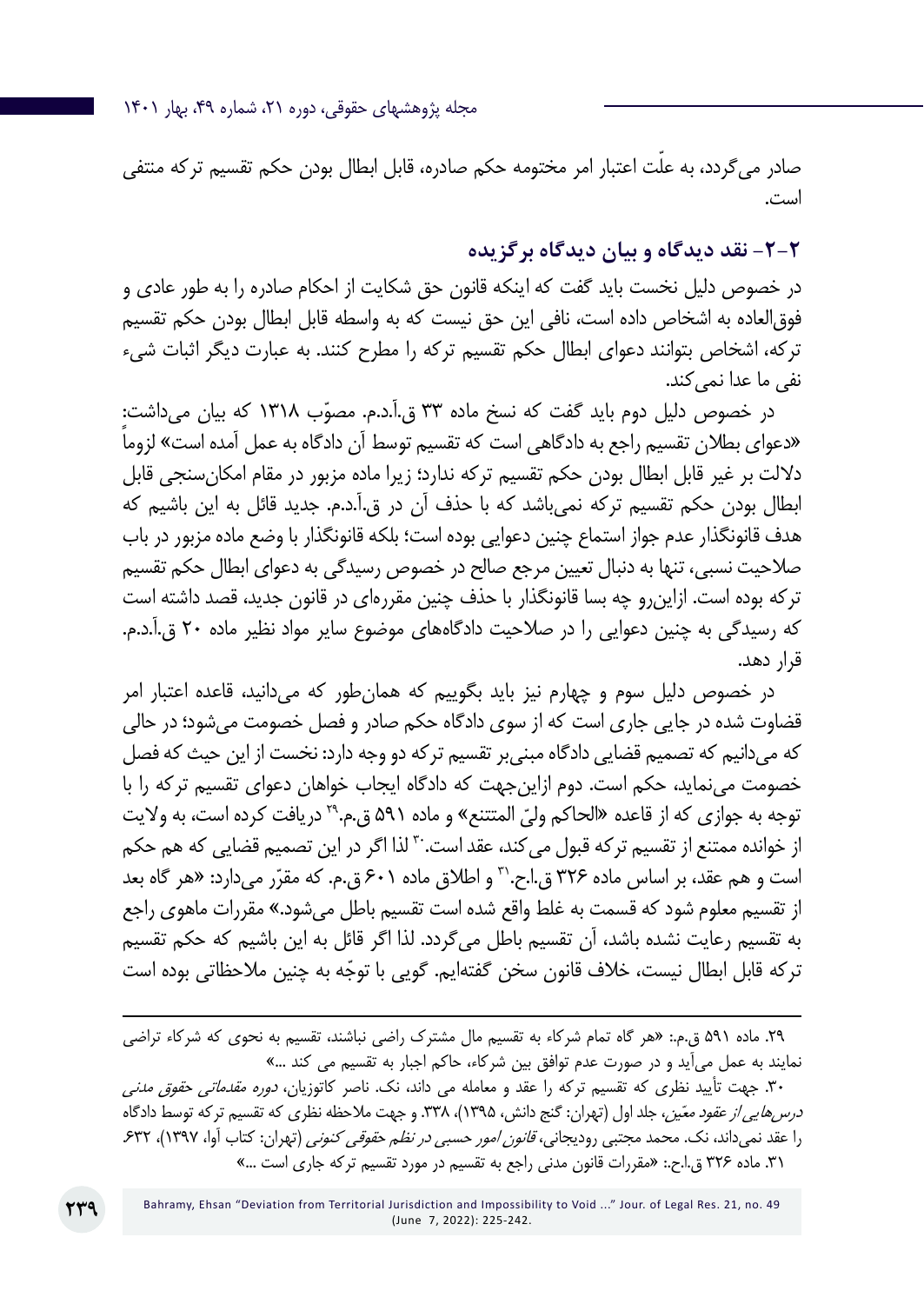صادر می‌گردد، به علّت اعتبار امر مختومه حکم صادره، قابل ابطال بودن حکم تقسیم ترکه منتفی است.

## ۲-۲- نقد دیدگاه و بیان دیدگاه برگزیده

در خصوص دلیل نخست باید گفت که اینکه قانون حق شکایت از احکام صادره را به طور عادی و فوق‌العاده به اشخاص داده است، نافی این حق نیست که به واسطه قابل ابطال بودن حکم تقسیم ترکه، اشخاص بتوانند دعوای ابطال حکم تقسیم ترکه را مطرح کنند. به عبارت دیگر اثبات شیء نفی ما عدا نمی‌کند.

در خصوص دلیل دوم باید گفت که نسخ ماده ۳۳ ق.آ.د.م. مصوّب ۱۳۱۸ که بیان می‌داشت: «دعوای بطلان تقسیم راجع به دادگاهی است که تقسیم توسط آن دادگاه به عمل آمده است» لزوماً دلالت بر غیر قابل ابطال بودن حکم تقسیم ترکه ندارد؛ زیرا ماده مزبور در مقام امکان‌سنجی قابل ابطال بودن حکم تقسیم ترکه نمی‌باشد که با حذف آن در ق.آ.د.م. جدید قائل به این باشیم که هدف قانونگذار عدم جواز استماع چنین دعوایی بوده است؛ بلکه قانونگذار با وضع ماده مزبور در باب صلاحیت نسبی، تنها به دنبال تعیین مرجع صالح در خصوص رسیدگی به دعوای ابطال حکم تقسیم ترکه بوده است. ازاین‌رو چه بسا قانونگذار با حذف چنین مقرره‌ای در قانون جدید، قصد داشته است که رسیدگی به چنین دعوایی را در صلاحیت دادگاه‌های موضوع سایر مواد نظیر ماده ۲۰ ق.آ.د.م. قرار دهد.

در خصوص دلیل سوم و چهارم نیز باید بگوییم که همان‌طور که می‌دانید، قاعده اعتبار امر قضاوت شده در جایی جاری است که از سوی دادگاه حکم صادر و فصل خصومت می‌شود؛ در حالی که می‌دانیم که تصمیم قضایی دادگاه مبنی‌بر تقسیم ترکه دو وجه دارد: نخست از این حیث که فصل خصومت می‌نماید، حکم است. دوم ازاین‌جهت که دادگاه ایجاب خواهان دعوای تقسیم ترکه را با توجه به جوازی که از قاعده «الحاکم ولیّ الممتنع» و ماده ۵۹۱ ق.م.[۲۹] دریافت کرده است، به ولایت از خوانده ممتنع از تقسیم ترکه قبول می‌کند، عقد است.[۳۰] لذا اگر در این تصمیم قضایی که هم حکم است و هم عقد، بر اساس ماده ۳۲۶ ق.ا.ح.[۳۱] و اطلاق ماده ۶۰۱ ق.م. که مقرّر می‌دارد: «هر گاه بعد از تقسیم معلوم شود که قسمت به غلط واقع شده است تقسیم باطل می‌شود.» مقررات ماهوی راجع به تقسیم رعایت نشده باشد، آن تقسیم باطل می‌گردد. لذا اگر قائل به این باشیم که حکم تقسیم ترکه قابل ابطال نیست، خلاف قانون سخن گفته‌ایم. گویی با توجّه به چنین ملاحظاتی بوده است

---

۲۹. ماده ۵۹۱ ق.م.: «هر گاه تمام شرکاء به تقسیم مال مشترک راضی نباشند، تقسیم به نحوی که شرکاء تراضی نمایند به عمل می‌آید و در صورت عدم توافق بین شرکاء، حاکم اجبار به تقسیم می کند ...»

۳۰. جهت تأیید نظری که تقسیم ترکه را عقد و معامله می داند، نک. ناصر کاتوزیان، *دوره مقدماتی حقوق مدنی درس‌هایی از عقود معیّن*، جلد اول (تهران: گنج دانش، ۱۳۹۵)، ۳۳۸. و جهت ملاحظه نظری که تقسیم ترکه توسط دادگاه را عقد نمی‌داند، نک. محمد مجتبی رودیجانی، *قانون امور حسبی در نظم حقوقی کنونی* (تهران: کتاب آوا، ۱۳۹۷)، ۶۳۲.

۳۱. ماده ۳۲۶ ق.ا.ح.: «مقررات قانون مدنی راجع به تقسیم در مورد تقسیم ترکه جاری است ...»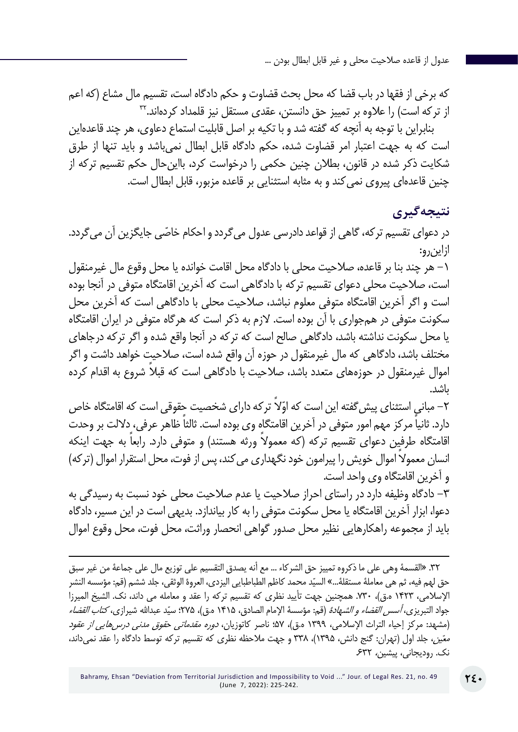که برخی از فقها در باب قضا که محل بحث قضاوت و حکم دادگاه است، تقسیم مال مشاع (که اعم از ترکه است) را علاوه بر تمییز حق دانستن، عقدی مستقل نیز قلمداد کرده‌اند.[۳۲]

بنابراین با توجه به آنچه که گفته شد و با تکیه بر اصل قابلیت استماع دعاوی، هر چند قاعده‌این است که به جهت اعتبار امر قضاوت شده، حکم دادگاه قابل ابطال نمی‌باشد و باید تنها از طرق شکایت ذکر شده در قانون، بطلان چنین حکمی را درخواست کرد، بااین‌حال حکم تقسیم ترکه از چنین قاعده‌ای پیروی نمی‌کند و به مثابه استثنایی بر قاعده مزبور، قابل ابطال است.

## نتیجه‌گیری

در دعوای تقسیم ترکه، گاهی از قواعد دادرسی عدول می‌گردد و احکام خاصّی جایگزین آن می‌گردد. ازاین‌رو:

۱- هر چند بنا بر قاعده، صلاحیت محلی با دادگاه محل اقامت خوانده یا محل وقوع مال غیرمنقول است، صلاحیت محلی دعوای تقسیم ترکه با دادگاهی است که آخرین اقامتگاه متوفی در آنجا بوده است و اگر آخرین اقامتگاه متوفی معلوم نباشد، صلاحیت محلی با دادگاهی است که آخرین محل سکونت متوفی در هم‌جواری با آن بوده است. لازم به ذکر است که هرگاه متوفی در ایران اقامتگاه یا محل سکونت نداشته باشد، دادگاهی صالح است که ترکه در آنجا واقع شده و اگر ترکه درجاهای مختلف باشد، دادگاهی که مال غیرمنقول در حوزه آن واقع شده است، صلاحیت خواهد داشت و اگر اموال غیرمنقول در حوزه‌های متعدد باشد، صلاحیت با دادگاهی است که قبلاً شروع به اقدام کرده باشد.

۲- مبانی استثنای پیش‌گفته این است که اوّلاً ترکه دارای شخصیت حقوقی است که اقامتگاه خاص دارد. ثانیاً مرکز مهم امور متوفی در آخرین اقامتگاه وی بوده است. ثالثاً ظاهر عرفی، دلالت بر وحدت اقامتگاه طرفین دعوای تقسیم ترکه (که معمولاً ورثه هستند) و متوفی دارد. رابعاً به جهت اینکه انسان معمولاً اموال خویش را پیرامون خود نگهداری می‌کند، پس از فوت، محل استقرار اموال (ترکه) و آخرین اقامتگاه وی واحد است.

۳- دادگاه وظیفه دارد در راستای احراز صلاحیت یا عدم صلاحیت محلی خود نسبت به رسیدگی به دعوا، ابزار آخرین اقامتگاه یا محل سکونت متوفی را به کار بیاندازد. بدیهی است در این مسیر، دادگاه باید از مجموعه راهکارهایی نظیر محل صدور گواهی انحصار وراثت، محل فوت، محل وقوع اموال

---

۳۲. «القسمة وهی علی ما ذکروه تمییز حق الشرکاء ... مع أنه یصدق التقسیم علی توزیع مال علی جماعة من غیر سبق حق لهم فیه، ثم هی معاملة مستقلة...» السیّد محمد کاظم الطباطبایی الیزدی، العروة الوثقی، جلد ششم (قم: مؤسسه النشر الإسلامی، ۱۴۲۳ ه.ق)، ۷۳۰. همچنین جهت تأیید نظری که تقسیم ترکه را عقد و معامله می داند، نک. الشیخ المیرزا جواد التبریزی، *أسس القضاء و الشهادة* (قم: مؤسسة الإمام الصادق، ۱۴۱۵ ه.ق)، ۲۷۵؛ سیّد عبدالله شیرازی، *کتاب القضاء* (مشهد: مرکز إحیاء التراث الإسلامی، ۱۳۹۹ ه.ق)، ۵۷؛ ناصر کاتوزیان، *دوره مقدماتی حقوق مدنی درس‌هایی از عقود معین*، جلد اول (تهران: گنج دانش، ۱۳۹۵)، ۳۳۸ و جهت ملاحظه نظری که تقسیم ترکه توسط دادگاه را عقد نمی‌داند، نک. رودیجانی، پیشین، ۶۳۲.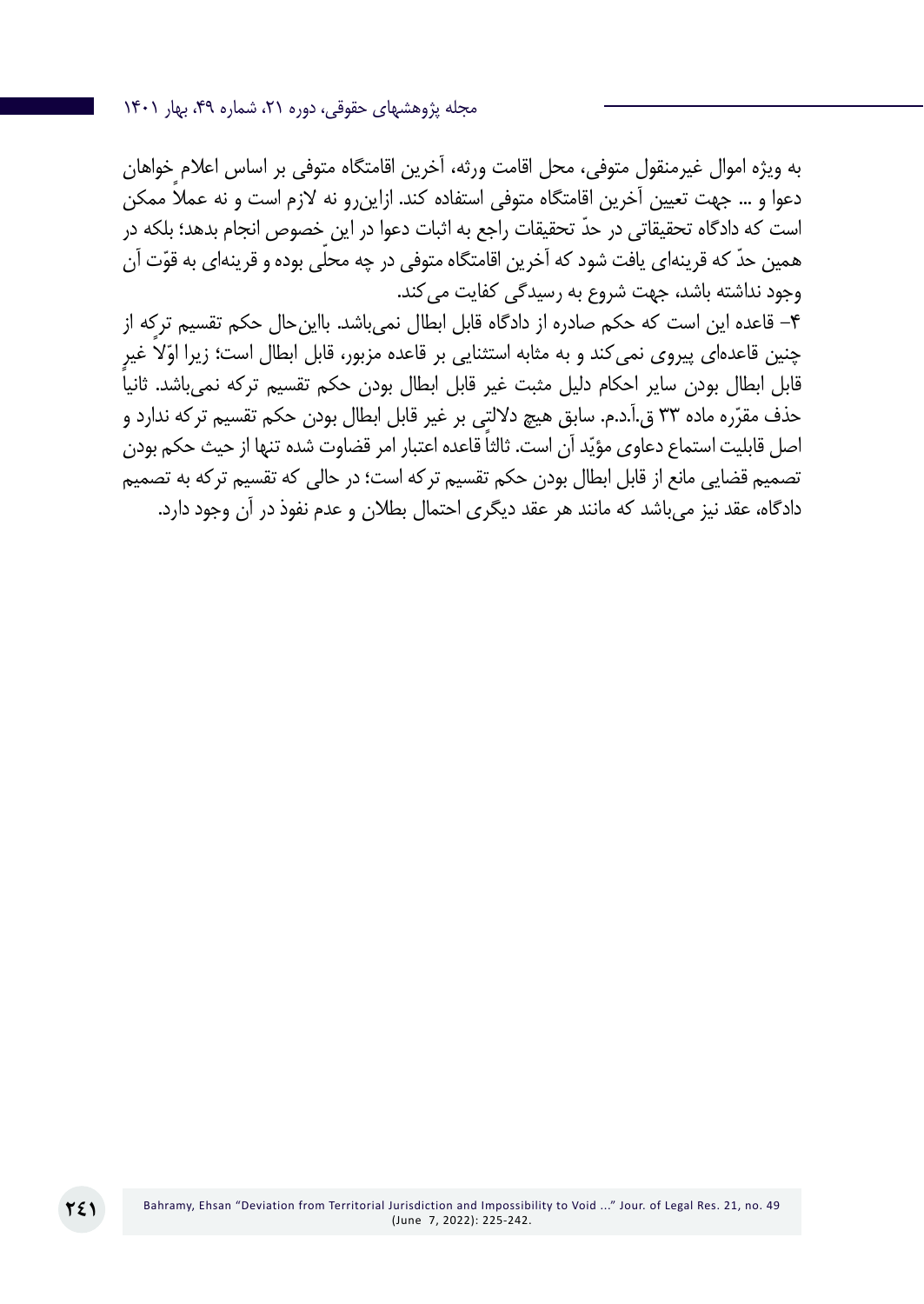به ویژه اموال غیرمنقول متوفی، محل اقامت ورثه، آخرین اقامتگاه متوفی بر اساس اعلامِ خواهان دعوا و ... جهت تعیین آخرین اقامتگاه متوفی استفاده کند. ازاین‌رو نه لازم است و نه عملاً ممکن است که دادگاه تحقیقاتی در حدّ تحقیقات راجع به اثبات دعوا در این خصوص انجام بدهد؛ بلکه در همین حدّ که قرینه‌ای یافت شود که آخرین اقامتگاه متوفی در چه محلّی بوده و قرینه‌ای به قوّت آن وجود نداشته باشد، جهت شروع به رسیدگی کفایت می‌کند.

۴- قاعده این است که حکم صادره از دادگاه قابل ابطال نمی‌باشد. بااین‌حال حکم تقسیم ترکه از چنین قاعده‌ای پیروی نمی‌کند و به مثابه استثنایی بر قاعده مزبور، قابل ابطال است؛ زیرا اوّلاً غیرِ قابل ابطال بودن سایر احکام دلیل مثبت غیر قابل ابطال بودن حکم تقسیم ترکه نمی‌باشد. ثانیاً حذف مقرّره ماده ۳۳ ق.آ.د.م. سابق هیچ دلالتی بر غیر قابل ابطال بودن حکم تقسیم ترکه ندارد و اصل قابلیت استماع دعاوی مؤیّد آن است. ثالثاً قاعده اعتبار امر قضاوت شده تنها از حیث حکم بودن تصمیم قضایی مانع از قابل ابطال بودن حکم تقسیم ترکه است؛ در حالی که تقسیم ترکه به تصمیم دادگاه، عقد نیز می‌باشد که مانند هر عقد دیگری احتمال بطلان و عدم نفوذ در آن وجود دارد.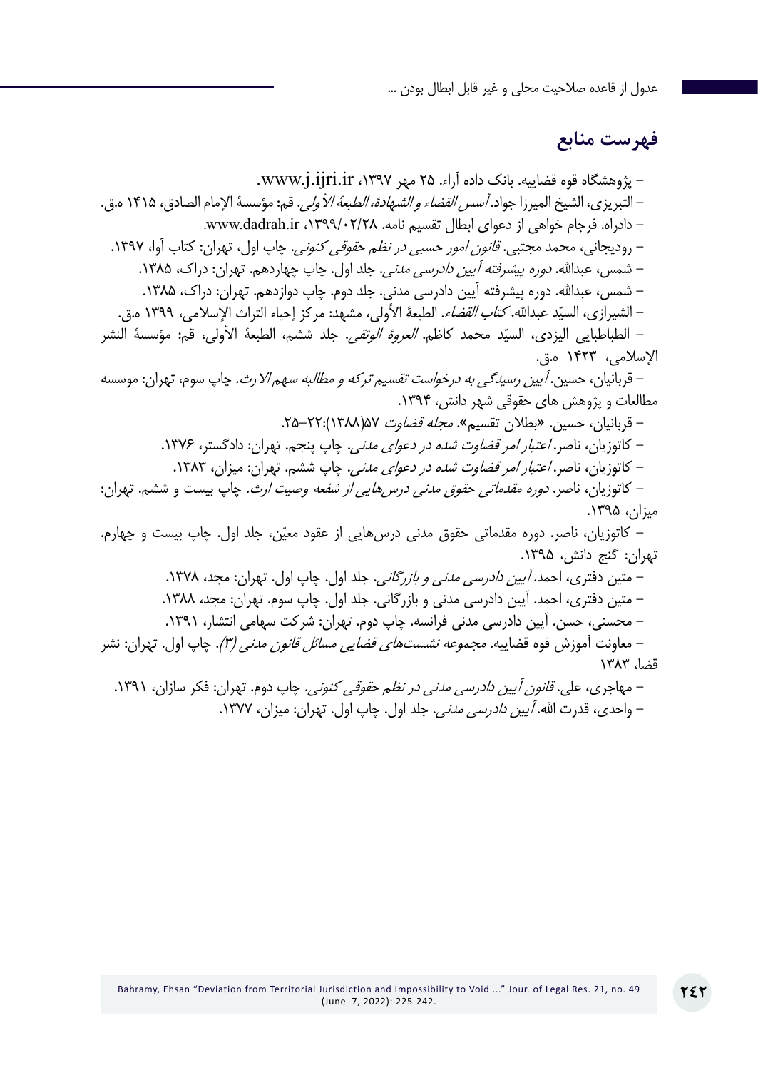## فهرست منابع

– پژوهشگاه قوه قضاییه. بانک داده آراء. ۲۵ مهر ۱۳۹۷، www.j.ijri.ir.

– التبریزی، الشیخ المیرزا جواد. *أسس القضاء و الشهادة، الطبعة الأولی*. قم: مؤسسة الإمام الصادق، ۱۴۱۵ ه.ق.

– دادراه. فرجام خواهی از دعوای ابطال تقسیم نامه. ۱۳۹۹/۰۲/۲۸، www.dadrah.ir.

– رودیجانی، محمد مجتبی. *قانون امور حسبی در نظم حقوقی کنونی*. چاپ اول، تهران: کتاب آوا، ۱۳۹۷.

– شمس، عبدالله. *دوره پیشرفته آیین دادرسی مدنی*. جلد اول. چاپ چهاردهم. تهران: دراک، ۱۳۸۵.

– شمس، عبدالله. دوره پیشرفته آیین دادرسی مدنی. جلد دوم. چاپ دوازدهم. تهران: دراک، ۱۳۸۵.

– الشیرازی، السیّد عبدالله. *کتاب القضاء*. الطبعة الأولی، مشهد: مرکز إحیاء التراث الإسلامی، ۱۳۹۹ ه.ق.

– الطباطبایی الیزدی، السیّد محمد کاظم. *العروة الوثقی*. جلد ششم، الطبعة الأولی، قم: مؤسسة النشر الإسلامی، ۱۴۲۳ ه.ق.

– قربانیان، حسین. *آیین رسیدگی به درخواست تقسیم ترکه و مطالبه سهم الا رث*. چاپ سوم، تهران: موسسه مطالعات و پژوهش های حقوقی شهر دانش، ۱۳۹۴.

– قربانیان، حسین. «بطلان تقسیم». *مجله قضاوت* ۵۷(۱۳۸۸):۲۲–۲۵.

– کاتوزیان، ناصر. *اعتبار امر قضاوت شده در دعوای مدنی*. چاپ پنجم. تهران: دادگستر، ۱۳۷۶.

– کاتوزیان، ناصر. *اعتبار امر قضاوت شده در دعوای مدنی*. چاپ ششم. تهران: میزان، ۱۳۸۳.

– کاتوزیان، ناصر. *دوره مقدماتی حقوق مدنی درس‌هایی از شفعه وصیت ارث*. چاپ بیست و ششم. تهران: میزان، ۱۳۹۵.

– کاتوزیان، ناصر. دوره مقدماتی حقوق مدنی درس‌هایی از عقود معیّن، جلد اول. چاپ بیست و چهارم. تهران: گنج دانش، ۱۳۹۵.

– متین دفتری، احمد. *آیین دادرسی مدنی و بازرگانی*. جلد اول. چاپ اول. تهران: مجد، ۱۳۷۸.

– متین دفتری، احمد. آیین دادرسی مدنی و بازرگانی. جلد اول. چاپ سوم. تهران: مجد، ۱۳۸۸.

– محسنی، حسن. آیین دادرسی مدنی فرانسه. چاپ دوم. تهران: شرکت سهامی انتشار، ۱۳۹۱.

– معاونت آموزش قوه قضاییه. *مجموعه نشست‌های قضایی مسائل قانون مدنی (۳)*. چاپ اول. تهران: نشر قضا، ۱۳۸۳

– مهاجری، علی. *قانون آیین دادرسی مدنی در نظم حقوقی کنونی*. چاپ دوم. تهران: فکر سازان، ۱۳۹۱.

– واحدی، قدرت الله. *آیین دادرسی مدنی*. جلد اول. چاپ اول. تهران: میزان، ۱۳۷۷.